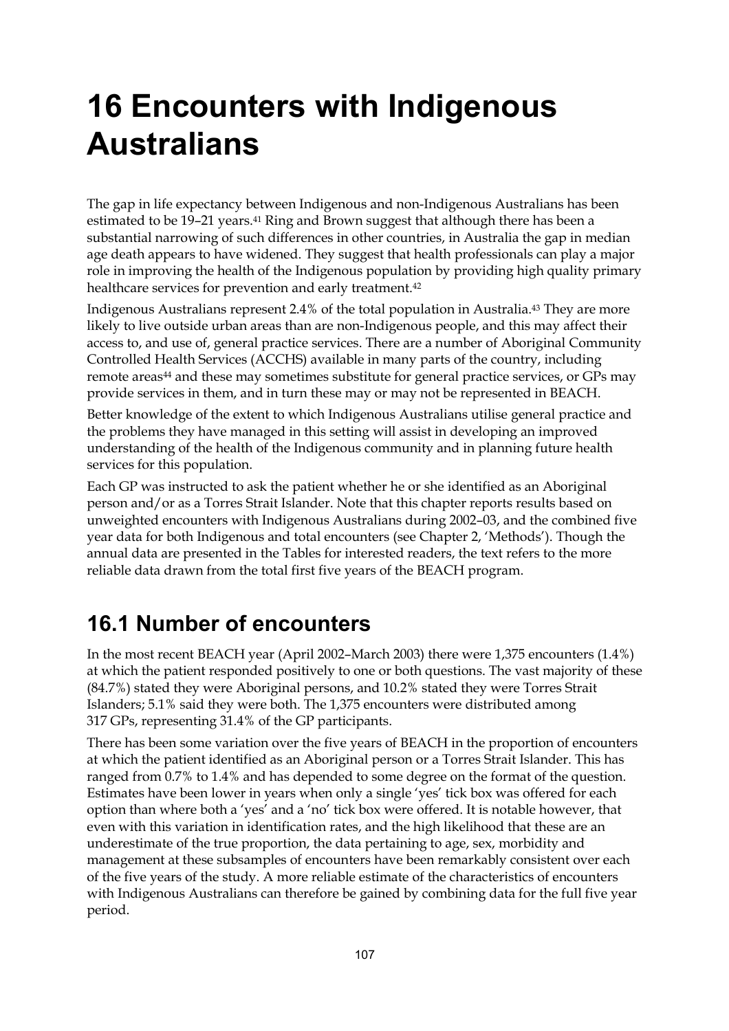# 16 Encounters with Indigenous Australians

The gap in life expectancy between Indigenous and non-Indigenous Australians has been estimated to be 19–21 years.[41] Ring and Brown suggest that although there has been a substantial narrowing of such differences in other countries, in Australia the gap in median age death appears to have widened. They suggest that health professionals can play a major role in improving the health of the Indigenous population by providing high quality primary healthcare services for prevention and early treatment.[42]

Indigenous Australians represent 2.4% of the total population in Australia.[43] They are more likely to live outside urban areas than are non-Indigenous people, and this may affect their access to, and use of, general practice services. There are a number of Aboriginal Community Controlled Health Services (ACCHS) available in many parts of the country, including remote areas[44] and these may sometimes substitute for general practice services, or GPs may provide services in them, and in turn these may or may not be represented in BEACH.

Better knowledge of the extent to which Indigenous Australians utilise general practice and the problems they have managed in this setting will assist in developing an improved understanding of the health of the Indigenous community and in planning future health services for this population.

Each GP was instructed to ask the patient whether he or she identified as an Aboriginal person and/or as a Torres Strait Islander. Note that this chapter reports results based on unweighted encounters with Indigenous Australians during 2002–03, and the combined five year data for both Indigenous and total encounters (see Chapter 2, 'Methods'). Though the annual data are presented in the Tables for interested readers, the text refers to the more reliable data drawn from the total first five years of the BEACH program.

## 16.1 Number of encounters

In the most recent BEACH year (April 2002–March 2003) there were 1,375 encounters (1.4%) at which the patient responded positively to one or both questions. The vast majority of these (84.7%) stated they were Aboriginal persons, and 10.2% stated they were Torres Strait Islanders; 5.1% said they were both. The 1,375 encounters were distributed among 317 GPs, representing 31.4% of the GP participants.

There has been some variation over the five years of BEACH in the proportion of encounters at which the patient identified as an Aboriginal person or a Torres Strait Islander. This has ranged from 0.7% to 1.4% and has depended to some degree on the format of the question. Estimates have been lower in years when only a single 'yes' tick box was offered for each option than where both a 'yes' and a 'no' tick box were offered. It is notable however, that even with this variation in identification rates, and the high likelihood that these are an underestimate of the true proportion, the data pertaining to age, sex, morbidity and management at these subsamples of encounters have been remarkably consistent over each of the five years of the study. A more reliable estimate of the characteristics of encounters with Indigenous Australians can therefore be gained by combining data for the full five year period.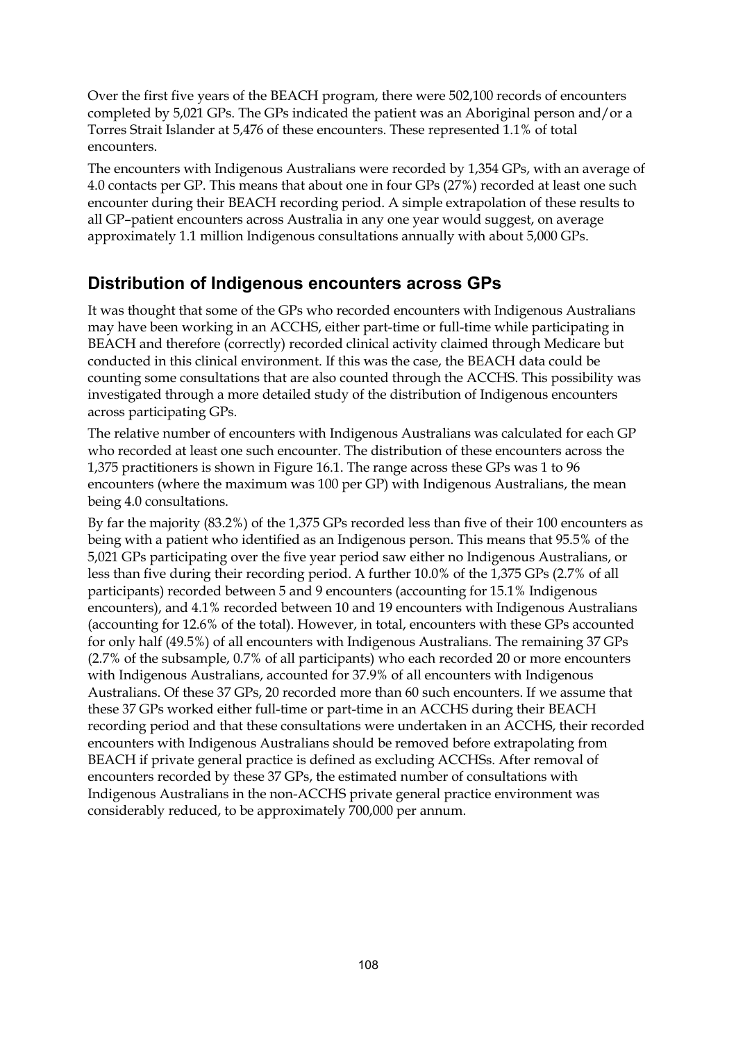Over the first five years of the BEACH program, there were 502,100 records of encounters completed by 5,021 GPs. The GPs indicated the patient was an Aboriginal person and/or a Torres Strait Islander at 5,476 of these encounters. These represented 1.1% of total encounters.

The encounters with Indigenous Australians were recorded by 1,354 GPs, with an average of 4.0 contacts per GP. This means that about one in four GPs (27%) recorded at least one such encounter during their BEACH recording period. A simple extrapolation of these results to all GP–patient encounters across Australia in any one year would suggest, on average approximately 1.1 million Indigenous consultations annually with about 5,000 GPs.

## Distribution of Indigenous encounters across GPs

It was thought that some of the GPs who recorded encounters with Indigenous Australians may have been working in an ACCHS, either part-time or full-time while participating in BEACH and therefore (correctly) recorded clinical activity claimed through Medicare but conducted in this clinical environment. If this was the case, the BEACH data could be counting some consultations that are also counted through the ACCHS. This possibility was investigated through a more detailed study of the distribution of Indigenous encounters across participating GPs.

The relative number of encounters with Indigenous Australians was calculated for each GP who recorded at least one such encounter. The distribution of these encounters across the 1,375 practitioners is shown in Figure 16.1. The range across these GPs was 1 to 96 encounters (where the maximum was 100 per GP) with Indigenous Australians, the mean being 4.0 consultations.

By far the majority (83.2%) of the 1,375 GPs recorded less than five of their 100 encounters as being with a patient who identified as an Indigenous person. This means that 95.5% of the 5,021 GPs participating over the five year period saw either no Indigenous Australians, or less than five during their recording period. A further 10.0% of the 1,375 GPs (2.7% of all participants) recorded between 5 and 9 encounters (accounting for 15.1% Indigenous encounters), and 4.1% recorded between 10 and 19 encounters with Indigenous Australians (accounting for 12.6% of the total). However, in total, encounters with these GPs accounted for only half (49.5%) of all encounters with Indigenous Australians. The remaining 37 GPs (2.7% of the subsample, 0.7% of all participants) who each recorded 20 or more encounters with Indigenous Australians, accounted for 37.9% of all encounters with Indigenous Australians. Of these 37 GPs, 20 recorded more than 60 such encounters. If we assume that these 37 GPs worked either full-time or part-time in an ACCHS during their BEACH recording period and that these consultations were undertaken in an ACCHS, their recorded encounters with Indigenous Australians should be removed before extrapolating from BEACH if private general practice is defined as excluding ACCHSs. After removal of encounters recorded by these 37 GPs, the estimated number of consultations with Indigenous Australians in the non-ACCHS private general practice environment was considerably reduced, to be approximately 700,000 per annum.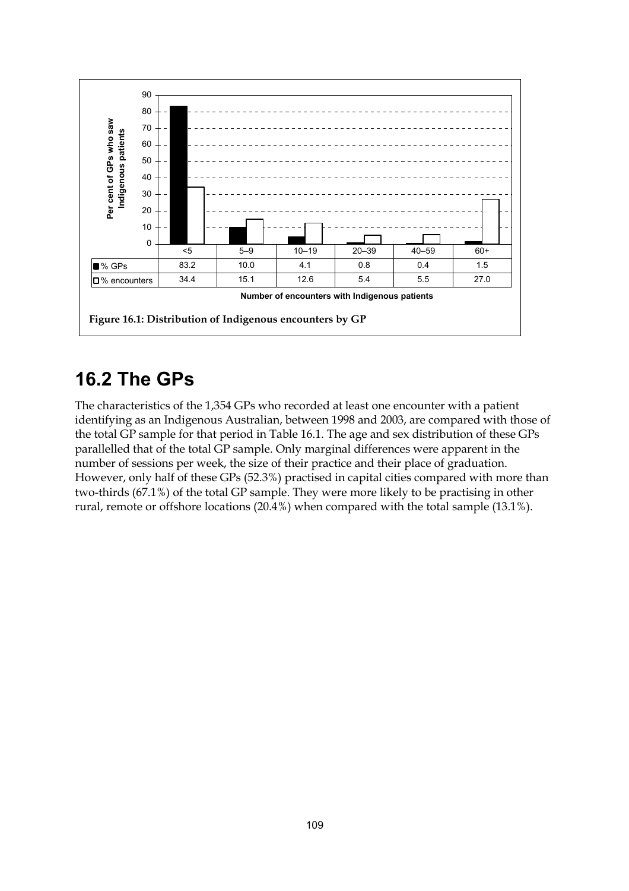| | <5 | 5–9 | 10–19 | 20–39 | 40–59 | 60+ |
|---|---|---|---|---|---|---|
| % GPs | 83.2 | 10.0 | 4.1 | 0.8 | 0.4 | 1.5 |
| % encounters | 34.4 | 15.1 | 12.6 | 5.4 | 5.5 | 27.0 |

Number of encounters with Indigenous patients

**Figure 16.1: Distribution of Indigenous encounters by GP**

## 16.2 The GPs

The characteristics of the 1,354 GPs who recorded at least one encounter with a patient identifying as an Indigenous Australian, between 1998 and 2003, are compared with those of the total GP sample for that period in Table 16.1. The age and sex distribution of these GPs parallelled that of the total GP sample. Only marginal differences were apparent in the number of sessions per week, the size of their practice and their place of graduation. However, only half of these GPs (52.3%) practised in capital cities compared with more than two-thirds (67.1%) of the total GP sample. They were more likely to be practising in other rural, remote or offshore locations (20.4%) when compared with the total sample (13.1%).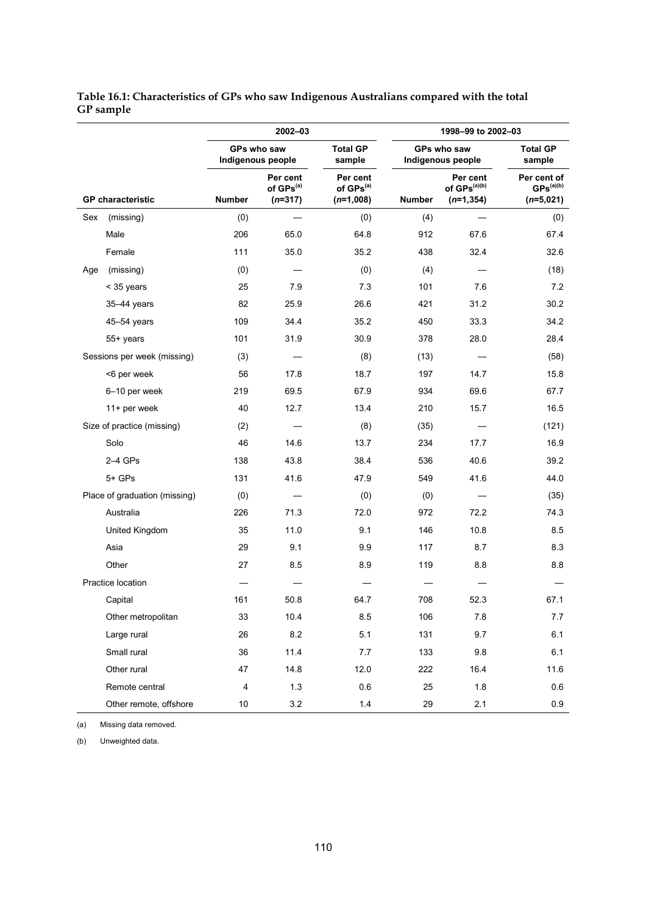**Table 16.1: Characteristics of GPs who saw Indigenous Australians compared with the total GP sample**

| | 2002–03 | | | 1998–99 to 2002–03 | | |
|---|---|---|---|---|---|---|
| | GPs who saw Indigenous people | | Total GP sample | GPs who saw Indigenous people | | Total GP sample |
| **GP characteristic** | **Number** | **Per cent of GPs[(a)] (*n*=317)** | **Per cent of GPs[(a)] (*n*=1,008)** | **Number** | **Per cent of GPs[(a)(b)] (*n*=1,354)** | **Per cent of GPs[(a)(b)] (*n*=5,021)** |
| Sex (missing) | (0) | — | (0) | (4) | — | (0) |
| Male | 206 | 65.0 | 64.8 | 912 | 67.6 | 67.4 |
| Female | 111 | 35.0 | 35.2 | 438 | 32.4 | 32.6 |
| Age (missing) | (0) | — | (0) | (4) | — | (18) |
| < 35 years | 25 | 7.9 | 7.3 | 101 | 7.6 | 7.2 |
| 35–44 years | 82 | 25.9 | 26.6 | 421 | 31.2 | 30.2 |
| 45–54 years | 109 | 34.4 | 35.2 | 450 | 33.3 | 34.2 |
| 55+ years | 101 | 31.9 | 30.9 | 378 | 28.0 | 28.4 |
| Sessions per week (missing) | (3) | — | (8) | (13) | — | (58) |
| <6 per week | 56 | 17.8 | 18.7 | 197 | 14.7 | 15.8 |
| 6–10 per week | 219 | 69.5 | 67.9 | 934 | 69.6 | 67.7 |
| 11+ per week | 40 | 12.7 | 13.4 | 210 | 15.7 | 16.5 |
| Size of practice (missing) | (2) | — | (8) | (35) | — | (121) |
| Solo | 46 | 14.6 | 13.7 | 234 | 17.7 | 16.9 |
| 2–4 GPs | 138 | 43.8 | 38.4 | 536 | 40.6 | 39.2 |
| 5+ GPs | 131 | 41.6 | 47.9 | 549 | 41.6 | 44.0 |
| Place of graduation (missing) | (0) | — | (0) | (0) | — | (35) |
| Australia | 226 | 71.3 | 72.0 | 972 | 72.2 | 74.3 |
| United Kingdom | 35 | 11.0 | 9.1 | 146 | 10.8 | 8.5 |
| Asia | 29 | 9.1 | 9.9 | 117 | 8.7 | 8.3 |
| Other | 27 | 8.5 | 8.9 | 119 | 8.8 | 8.8 |
| Practice location | — | — | — | — | — | — |
| Capital | 161 | 50.8 | 64.7 | 708 | 52.3 | 67.1 |
| Other metropolitan | 33 | 10.4 | 8.5 | 106 | 7.8 | 7.7 |
| Large rural | 26 | 8.2 | 5.1 | 131 | 9.7 | 6.1 |
| Small rural | 36 | 11.4 | 7.7 | 133 | 9.8 | 6.1 |
| Other rural | 47 | 14.8 | 12.0 | 222 | 16.4 | 11.6 |
| Remote central | 4 | 1.3 | 0.6 | 25 | 1.8 | 0.6 |
| Other remote, offshore | 10 | 3.2 | 1.4 | 29 | 2.1 | 0.9 |

(a) Missing data removed.

(b) Unweighted data.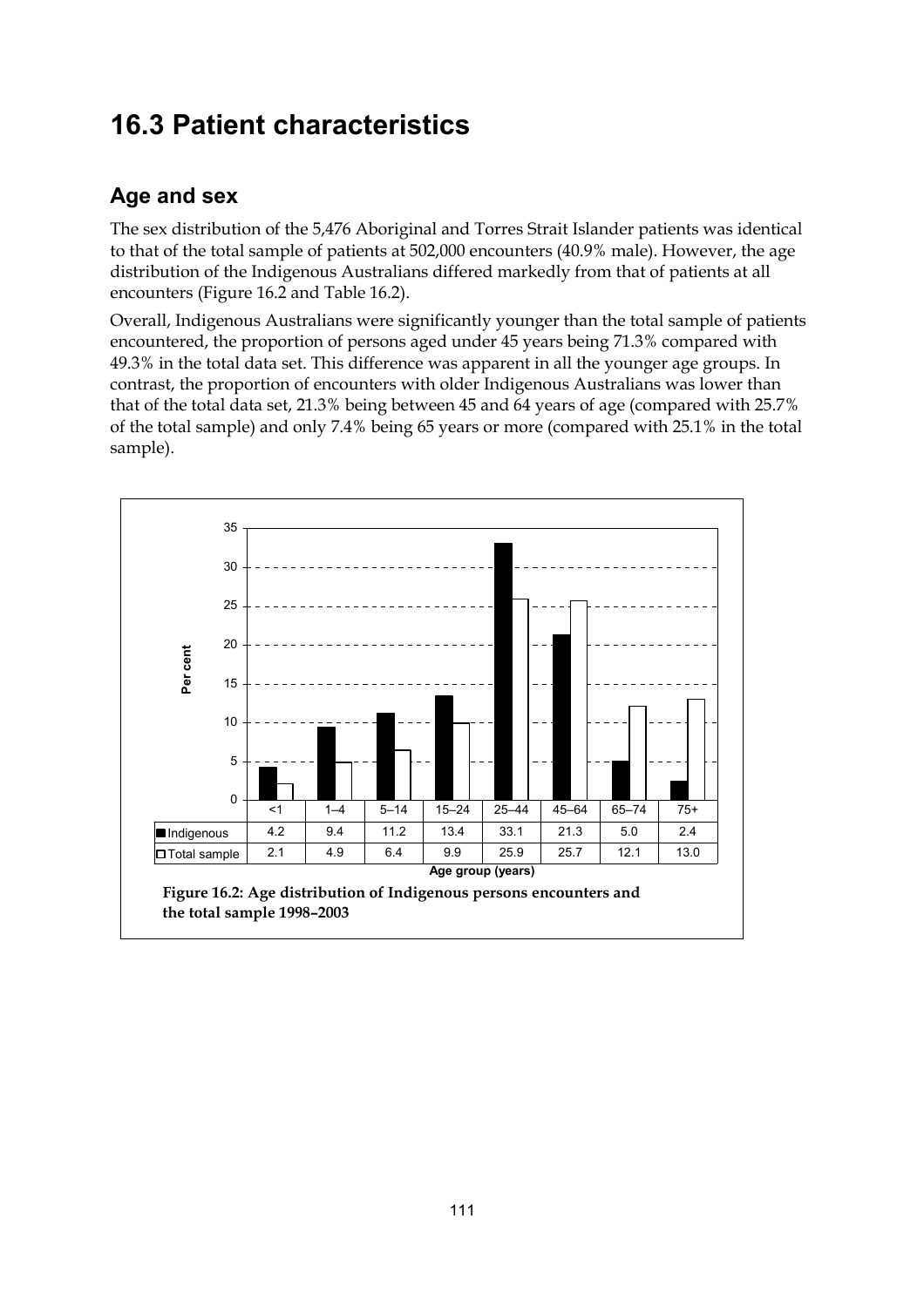# 16.3 Patient characteristics

## Age and sex

The sex distribution of the 5,476 Aboriginal and Torres Strait Islander patients was identical to that of the total sample of patients at 502,000 encounters (40.9% male). However, the age distribution of the Indigenous Australians differed markedly from that of patients at all encounters (Figure 16.2 and Table 16.2).

Overall, Indigenous Australians were significantly younger than the total sample of patients encountered, the proportion of persons aged under 45 years being 71.3% compared with 49.3% in the total data set. This difference was apparent in all the younger age groups. In contrast, the proportion of encounters with older Indigenous Australians was lower than that of the total data set, 21.3% being between 45 and 64 years of age (compared with 25.7% of the total sample) and only 7.4% being 65 years or more (compared with 25.1% in the total sample).

| Age group (years) | <1 | 1–4 | 5–14 | 15–24 | 25–44 | 45–64 | 65–74 | 75+ |
|---|---|---|---|---|---|---|---|---|
| Indigenous | 4.2 | 9.4 | 11.2 | 13.4 | 33.1 | 21.3 | 5.0 | 2.4 |
| Total sample | 2.1 | 4.9 | 6.4 | 9.9 | 25.9 | 25.7 | 12.1 | 13.0 |

**Figure 16.2: Age distribution of Indigenous persons encounters and the total sample 1998–2003**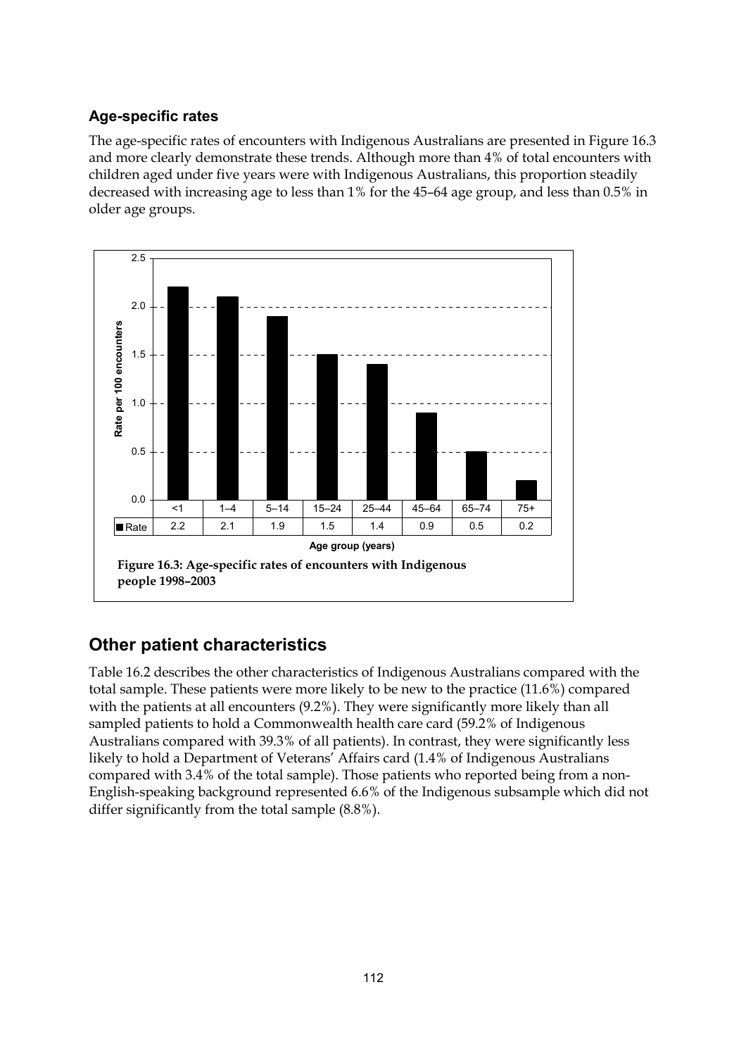### Age-specific rates

The age-specific rates of encounters with Indigenous Australians are presented in Figure 16.3 and more clearly demonstrate these trends. Although more than 4% of total encounters with children aged under five years were with Indigenous Australians, this proportion steadily decreased with increasing age to less than 1% for the 45–64 age group, and less than 0.5% in older age groups.

| Age group (years) | <1 | 1–4 | 5–14 | 15–24 | 25–44 | 45–64 | 65–74 | 75+ |
|---|---|---|---|---|---|---|---|---|
| Rate | 2.2 | 2.1 | 1.9 | 1.5 | 1.4 | 0.9 | 0.5 | 0.2 |

**Figure 16.3: Age-specific rates of encounters with Indigenous people 1998–2003**

## Other patient characteristics

Table 16.2 describes the other characteristics of Indigenous Australians compared with the total sample. These patients were more likely to be new to the practice (11.6%) compared with the patients at all encounters (9.2%). They were significantly more likely than all sampled patients to hold a Commonwealth health care card (59.2% of Indigenous Australians compared with 39.3% of all patients). In contrast, they were significantly less likely to hold a Department of Veterans' Affairs card (1.4% of Indigenous Australians compared with 3.4% of the total sample). Those patients who reported being from a non-English-speaking background represented 6.6% of the Indigenous subsample which did not differ significantly from the total sample (8.8%).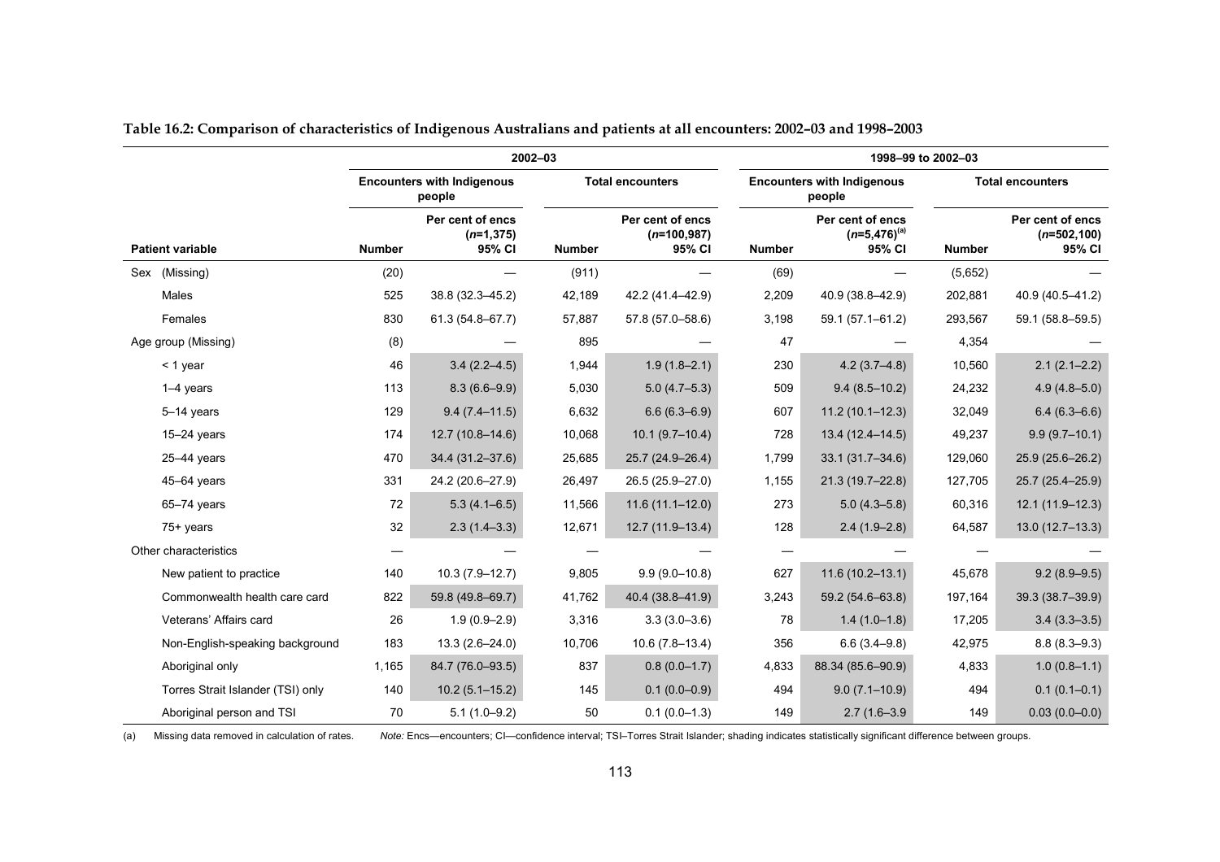**Table 16.2: Comparison of characteristics of Indigenous Australians and patients at all encounters: 2002–03 and 1998–2003**

| | 2002–03 | | | | 1998–99 to 2002–03 | | | |
|---|---|---|---|---|---|---|---|---|
| | Encounters with Indigenous people | | Total encounters | | Encounters with Indigenous people | | Total encounters | |
| Patient variable | Number | Per cent of encs (*n*=1,375) 95% CI | Number | Per cent of encs (*n*=100,987) 95% CI | Number | Per cent of encs (*n*=5,476)[(a)] 95% CI | Number | Per cent of encs (*n*=502,100) 95% CI |
| Sex (Missing) | (20) | — | (911) | — | (69) | — | (5,652) | — |
| Males | 525 | 38.8 (32.3–45.2) | 42,189 | 42.2 (41.4–42.9) | 2,209 | 40.9 (38.8–42.9) | 202,881 | 40.9 (40.5–41.2) |
| Females | 830 | 61.3 (54.8–67.7) | 57,887 | 57.8 (57.0–58.6) | 3,198 | 59.1 (57.1–61.2) | 293,567 | 59.1 (58.8–59.5) |
| Age group (Missing) | (8) | — | 895 | — | 47 | — | 4,354 | — |
| < 1 year | 46 | 3.4 (2.2–4.5) | 1,944 | 1.9 (1.8–2.1) | 230 | 4.2 (3.7–4.8) | 10,560 | 2.1 (2.1–2.2) |
| 1–4 years | 113 | 8.3 (6.6–9.9) | 5,030 | 5.0 (4.7–5.3) | 509 | 9.4 (8.5–10.2) | 24,232 | 4.9 (4.8–5.0) |
| 5–14 years | 129 | 9.4 (7.4–11.5) | 6,632 | 6.6 (6.3–6.9) | 607 | 11.2 (10.1–12.3) | 32,049 | 6.4 (6.3–6.6) |
| 15–24 years | 174 | 12.7 (10.8–14.6) | 10,068 | 10.1 (9.7–10.4) | 728 | 13.4 (12.4–14.5) | 49,237 | 9.9 (9.7–10.1) |
| 25–44 years | 470 | 34.4 (31.2–37.6) | 25,685 | 25.7 (24.9–26.4) | 1,799 | 33.1 (31.7–34.6) | 129,060 | 25.9 (25.6–26.2) |
| 45–64 years | 331 | 24.2 (20.6–27.9) | 26,497 | 26.5 (25.9–27.0) | 1,155 | 21.3 (19.7–22.8) | 127,705 | 25.7 (25.4–25.9) |
| 65–74 years | 72 | 5.3 (4.1–6.5) | 11,566 | 11.6 (11.1–12.0) | 273 | 5.0 (4.3–5.8) | 60,316 | 12.1 (11.9–12.3) |
| 75+ years | 32 | 2.3 (1.4–3.3) | 12,671 | 12.7 (11.9–13.4) | 128 | 2.4 (1.9–2.8) | 64,587 | 13.0 (12.7–13.3) |
| Other characteristics | — | — | — | — | — | — | — | — |
| New patient to practice | 140 | 10.3 (7.9–12.7) | 9,805 | 9.9 (9.0–10.8) | 627 | 11.6 (10.2–13.1) | 45,678 | 9.2 (8.9–9.5) |
| Commonwealth health care card | 822 | 59.8 (49.8–69.7) | 41,762 | 40.4 (38.8–41.9) | 3,243 | 59.2 (54.6–63.8) | 197,164 | 39.3 (38.7–39.9) |
| Veterans' Affairs card | 26 | 1.9 (0.9–2.9) | 3,316 | 3.3 (3.0–3.6) | 78 | 1.4 (1.0–1.8) | 17,205 | 3.4 (3.3–3.5) |
| Non-English-speaking background | 183 | 13.3 (2.6–24.0) | 10,706 | 10.6 (7.8–13.4) | 356 | 6.6 (3.4–9.8) | 42,975 | 8.8 (8.3–9.3) |
| Aboriginal only | 1,165 | 84.7 (76.0–93.5) | 837 | 0.8 (0.0–1.7) | 4,833 | 88.34 (85.6–90.9) | 4,833 | 1.0 (0.8–1.1) |
| Torres Strait Islander (TSI) only | 140 | 10.2 (5.1–15.2) | 145 | 0.1 (0.0–0.9) | 494 | 9.0 (7.1–10.9) | 494 | 0.1 (0.1–0.1) |
| Aboriginal person and TSI | 70 | 5.1 (1.0–9.2) | 50 | 0.1 (0.0–1.3) | 149 | 2.7 (1.6–3.9 | 149 | 0.03 (0.0–0.0) |

(a) Missing data removed in calculation of rates. *Note:* Encs—encounters; CI—confidence interval; TSI–Torres Strait Islander; shading indicates statistically significant difference between groups.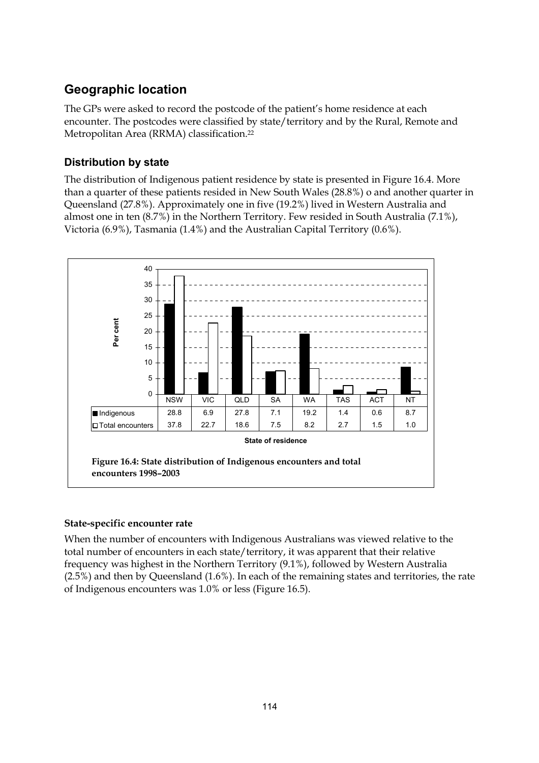## Geographic location

The GPs were asked to record the postcode of the patient's home residence at each encounter. The postcodes were classified by state/territory and by the Rural, Remote and Metropolitan Area (RRMA) classification.[22]

### Distribution by state

The distribution of Indigenous patient residence by state is presented in Figure 16.4. More than a quarter of these patients resided in New South Wales (28.8%) o and another quarter in Queensland (27.8%). Approximately one in five (19.2%) lived in Western Australia and almost one in ten (8.7%) in the Northern Territory. Few resided in South Australia (7.1%), Victoria (6.9%), Tasmania (1.4%) and the Australian Capital Territory (0.6%).

| State of residence | NSW | VIC | QLD | SA | WA | TAS | ACT | NT |
|---|---|---|---|---|---|---|---|---|
| Indigenous | 28.8 | 6.9 | 27.8 | 7.1 | 19.2 | 1.4 | 0.6 | 8.7 |
| Total encounters | 37.8 | 22.7 | 18.6 | 7.5 | 8.2 | 2.7 | 1.5 | 1.0 |

**Figure 16.4: State distribution of Indigenous encounters and total encounters 1998–2003**

#### State-specific encounter rate

When the number of encounters with Indigenous Australians was viewed relative to the total number of encounters in each state/territory, it was apparent that their relative frequency was highest in the Northern Territory (9.1%), followed by Western Australia (2.5%) and then by Queensland (1.6%). In each of the remaining states and territories, the rate of Indigenous encounters was 1.0% or less (Figure 16.5).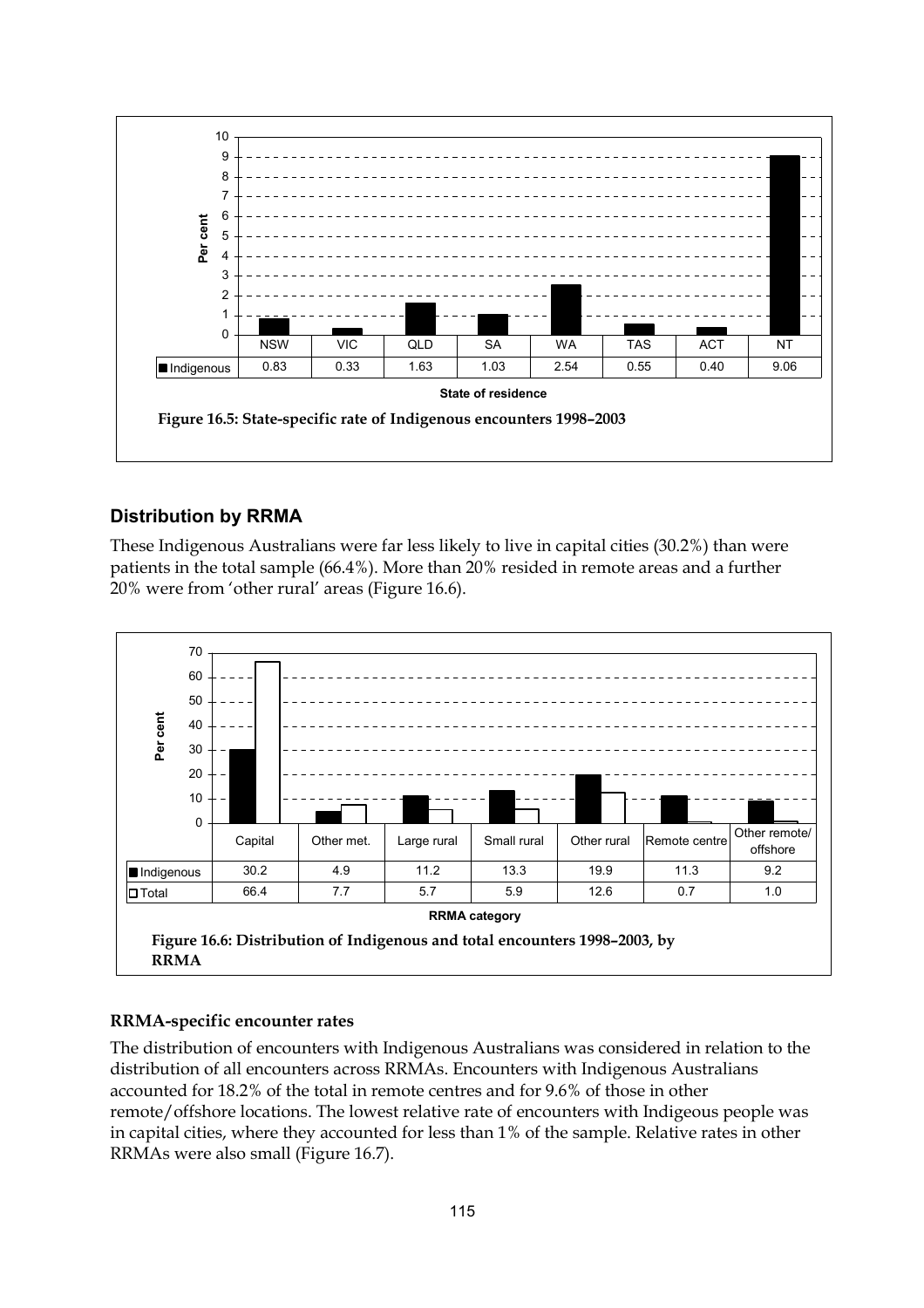| | NSW | VIC | QLD | SA | WA | TAS | ACT | NT |
|---|---|---|---|---|---|---|---|---|
| Indigenous | 0.83 | 0.33 | 1.63 | 1.03 | 2.54 | 0.55 | 0.40 | 9.06 |

State of residence

**Figure 16.5: State-specific rate of Indigenous encounters 1998–2003**

## Distribution by RRMA

These Indigenous Australians were far less likely to live in capital cities (30.2%) than were patients in the total sample (66.4%). More than 20% resided in remote areas and a further 20% were from 'other rural' areas (Figure 16.6).

| | Capital | Other met. | Large rural | Small rural | Other rural | Remote centre | Other remote/ offshore |
|---|---|---|---|---|---|---|---|
| Indigenous | 30.2 | 4.9 | 11.2 | 13.3 | 19.9 | 11.3 | 9.2 |
| Total | 66.4 | 7.7 | 5.7 | 5.9 | 12.6 | 0.7 | 1.0 |

RRMA category

**Figure 16.6: Distribution of Indigenous and total encounters 1998–2003, by RRMA**

### RRMA-specific encounter rates

The distribution of encounters with Indigenous Australians was considered in relation to the distribution of all encounters across RRMAs. Encounters with Indigenous Australians accounted for 18.2% of the total in remote centres and for 9.6% of those in other remote/offshore locations. The lowest relative rate of encounters with Indigeous people was in capital cities, where they accounted for less than 1% of the sample. Relative rates in other RRMAs were also small (Figure 16.7).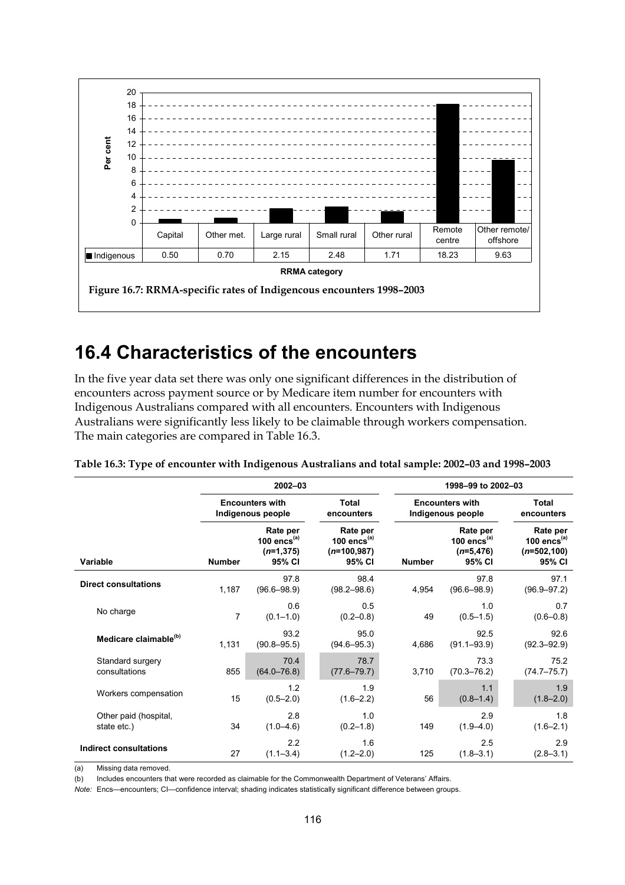| | Capital | Other met. | Large rural | Small rural | Other rural | Remote centre | Other remote/ offshore |
|---|---|---|---|---|---|---|---|
| Indigenous | 0.50 | 0.70 | 2.15 | 2.48 | 1.71 | 18.23 | 9.63 |

RRMA category

**Figure 16.7: RRMA-specific rates of Indigencous encounters 1998–2003**

# 16.4 Characteristics of the encounters

In the five year data set there was only one significant differences in the distribution of encounters across payment source or by Medicare item number for encounters with Indigenous Australians compared with all encounters. Encounters with Indigenous Australians were significantly less likely to be claimable through workers compensation. The main categories are compared in Table 16.3.

**Table 16.3: Type of encounter with Indigenous Australians and total sample: 2002–03 and 1998–2003**

| | 2002–03 | | | 1998–99 to 2002–03 | | |
|---|---|---|---|---|---|---|
| | Encounters with Indigenous people | | Total encounters | Encounters with Indigenous people | | Total encounters |
| Variable | Number | Rate per 100 encs[(a)] ($n$=1,375) 95% CI | Rate per 100 encs[(a)] ($n$=100,987) 95% CI | Number | Rate per 100 encs[(a)] ($n$=5,476) 95% CI | Rate per 100 encs[(a)] ($n$=502,100) 95% CI |
| **Direct consultations** | 1,187 | 97.8 (96.6–98.9) | 98.4 (98.2–98.6) | 4,954 | 97.8 (96.6–98.9) | 97.1 (96.9–97.2) |
| No charge | 7 | 0.6 (0.1–1.0) | 0.5 (0.2–0.8) | 49 | 1.0 (0.5–1.5) | 0.7 (0.6–0.8) |
| **Medicare claimable[(b)]** | 1,131 | 93.2 (90.8–95.5) | 95.0 (94.6–95.3) | 4,686 | 92.5 (91.1–93.9) | 92.6 (92.3–92.9) |
| Standard surgery consultations | 855 | 70.4 (64.0–76.8) | 78.7 (77.6–79.7) | 3,710 | 73.3 (70.3–76.2) | 75.2 (74.7–75.7) |
| Workers compensation | 15 | 1.2 (0.5–2.0) | 1.9 (1.6–2.2) | 56 | 1.1 (0.8–1.4) | 1.9 (1.8–2.0) |
| Other paid (hospital, state etc.) | 34 | 2.8 (1.0–4.6) | 1.0 (0.2–1.8) | 149 | 2.9 (1.9–4.0) | 1.8 (1.6–2.1) |
| **Indirect consultations** | 27 | 2.2 (1.1–3.4) | 1.6 (1.2–2.0) | 125 | 2.5 (1.8–3.1) | 2.9 (2.8–3.1) |

(a) Missing data removed.

(b) Includes encounters that were recorded as claimable for the Commonwealth Department of Veterans' Affairs.

*Note:* Encs—encounters; CI—confidence interval; shading indicates statistically significant difference between groups.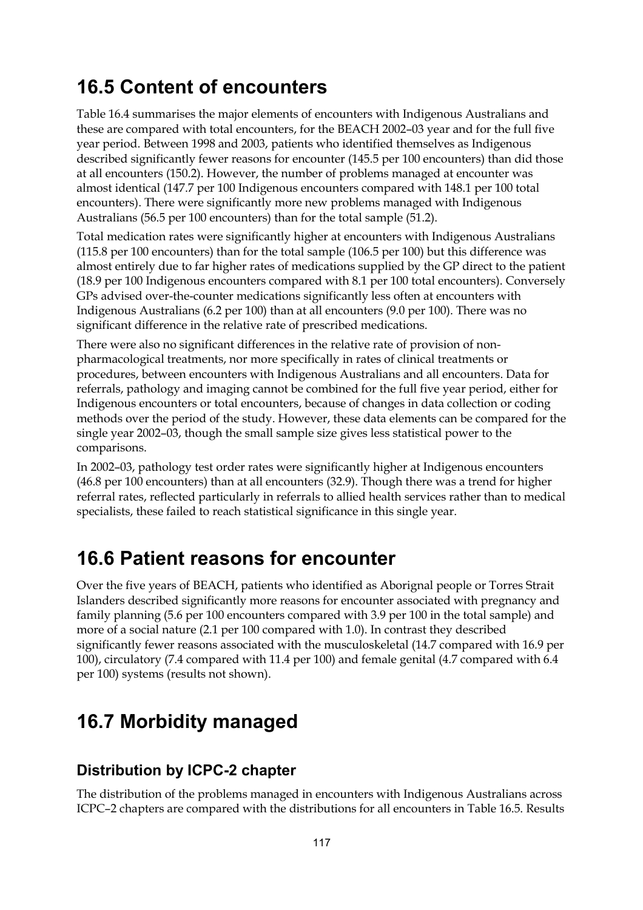## 16.5 Content of encounters

Table 16.4 summarises the major elements of encounters with Indigenous Australians and these are compared with total encounters, for the BEACH 2002–03 year and for the full five year period. Between 1998 and 2003, patients who identified themselves as Indigenous described significantly fewer reasons for encounter (145.5 per 100 encounters) than did those at all encounters (150.2). However, the number of problems managed at encounter was almost identical (147.7 per 100 Indigenous encounters compared with 148.1 per 100 total encounters). There were significantly more new problems managed with Indigenous Australians (56.5 per 100 encounters) than for the total sample (51.2).

Total medication rates were significantly higher at encounters with Indigenous Australians (115.8 per 100 encounters) than for the total sample (106.5 per 100) but this difference was almost entirely due to far higher rates of medications supplied by the GP direct to the patient (18.9 per 100 Indigenous encounters compared with 8.1 per 100 total encounters). Conversely GPs advised over-the-counter medications significantly less often at encounters with Indigenous Australians (6.2 per 100) than at all encounters (9.0 per 100). There was no significant difference in the relative rate of prescribed medications.

There were also no significant differences in the relative rate of provision of non-pharmacological treatments, nor more specifically in rates of clinical treatments or procedures, between encounters with Indigenous Australians and all encounters. Data for referrals, pathology and imaging cannot be combined for the full five year period, either for Indigenous encounters or total encounters, because of changes in data collection or coding methods over the period of the study. However, these data elements can be compared for the single year 2002–03, though the small sample size gives less statistical power to the comparisons.

In 2002–03, pathology test order rates were significantly higher at Indigenous encounters (46.8 per 100 encounters) than at all encounters (32.9). Though there was a trend for higher referral rates, reflected particularly in referrals to allied health services rather than to medical specialists, these failed to reach statistical significance in this single year.

## 16.6 Patient reasons for encounter

Over the five years of BEACH, patients who identified as Aborignal people or Torres Strait Islanders described significantly more reasons for encounter associated with pregnancy and family planning (5.6 per 100 encounters compared with 3.9 per 100 in the total sample) and more of a social nature (2.1 per 100 compared with 1.0). In contrast they described significantly fewer reasons associated with the musculoskeletal (14.7 compared with 16.9 per 100), circulatory (7.4 compared with 11.4 per 100) and female genital (4.7 compared with 6.4 per 100) systems (results not shown).

## 16.7 Morbidity managed

### Distribution by ICPC-2 chapter

The distribution of the problems managed in encounters with Indigenous Australians across ICPC–2 chapters are compared with the distributions for all encounters in Table 16.5. Results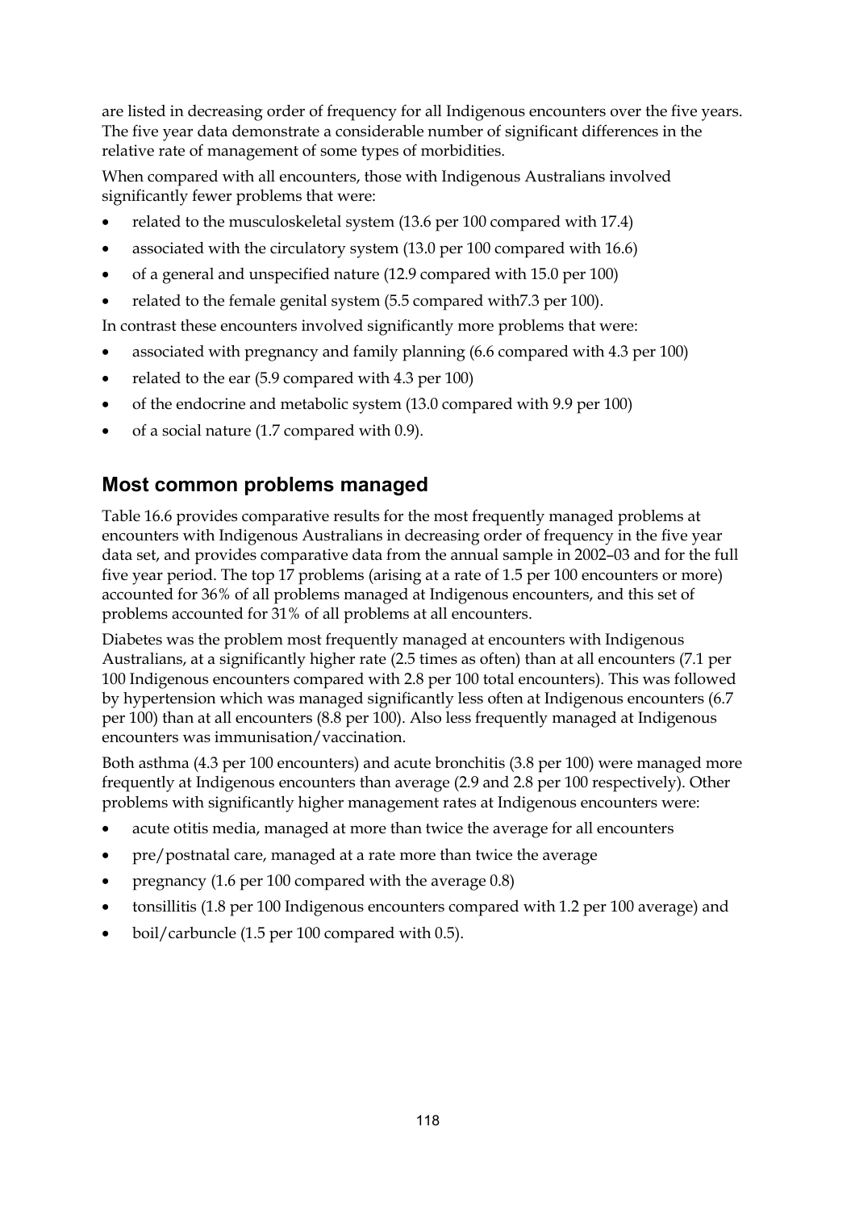are listed in decreasing order of frequency for all Indigenous encounters over the five years. The five year data demonstrate a considerable number of significant differences in the relative rate of management of some types of morbidities.

When compared with all encounters, those with Indigenous Australians involved significantly fewer problems that were:

- related to the musculoskeletal system (13.6 per 100 compared with 17.4)
- associated with the circulatory system (13.0 per 100 compared with 16.6)
- of a general and unspecified nature (12.9 compared with 15.0 per 100)
- related to the female genital system (5.5 compared with7.3 per 100).

In contrast these encounters involved significantly more problems that were:

- associated with pregnancy and family planning (6.6 compared with 4.3 per 100)
- related to the ear (5.9 compared with 4.3 per 100)
- of the endocrine and metabolic system (13.0 compared with 9.9 per 100)
- of a social nature (1.7 compared with 0.9).

## Most common problems managed

Table 16.6 provides comparative results for the most frequently managed problems at encounters with Indigenous Australians in decreasing order of frequency in the five year data set, and provides comparative data from the annual sample in 2002–03 and for the full five year period. The top 17 problems (arising at a rate of 1.5 per 100 encounters or more) accounted for 36% of all problems managed at Indigenous encounters, and this set of problems accounted for 31% of all problems at all encounters.

Diabetes was the problem most frequently managed at encounters with Indigenous Australians, at a significantly higher rate (2.5 times as often) than at all encounters (7.1 per 100 Indigenous encounters compared with 2.8 per 100 total encounters). This was followed by hypertension which was managed significantly less often at Indigenous encounters (6.7 per 100) than at all encounters (8.8 per 100). Also less frequently managed at Indigenous encounters was immunisation/vaccination.

Both asthma (4.3 per 100 encounters) and acute bronchitis (3.8 per 100) were managed more frequently at Indigenous encounters than average (2.9 and 2.8 per 100 respectively). Other problems with significantly higher management rates at Indigenous encounters were:

- acute otitis media, managed at more than twice the average for all encounters
- pre/postnatal care, managed at a rate more than twice the average
- pregnancy (1.6 per 100 compared with the average 0.8)
- tonsillitis (1.8 per 100 Indigenous encounters compared with 1.2 per 100 average) and
- boil/carbuncle (1.5 per 100 compared with 0.5).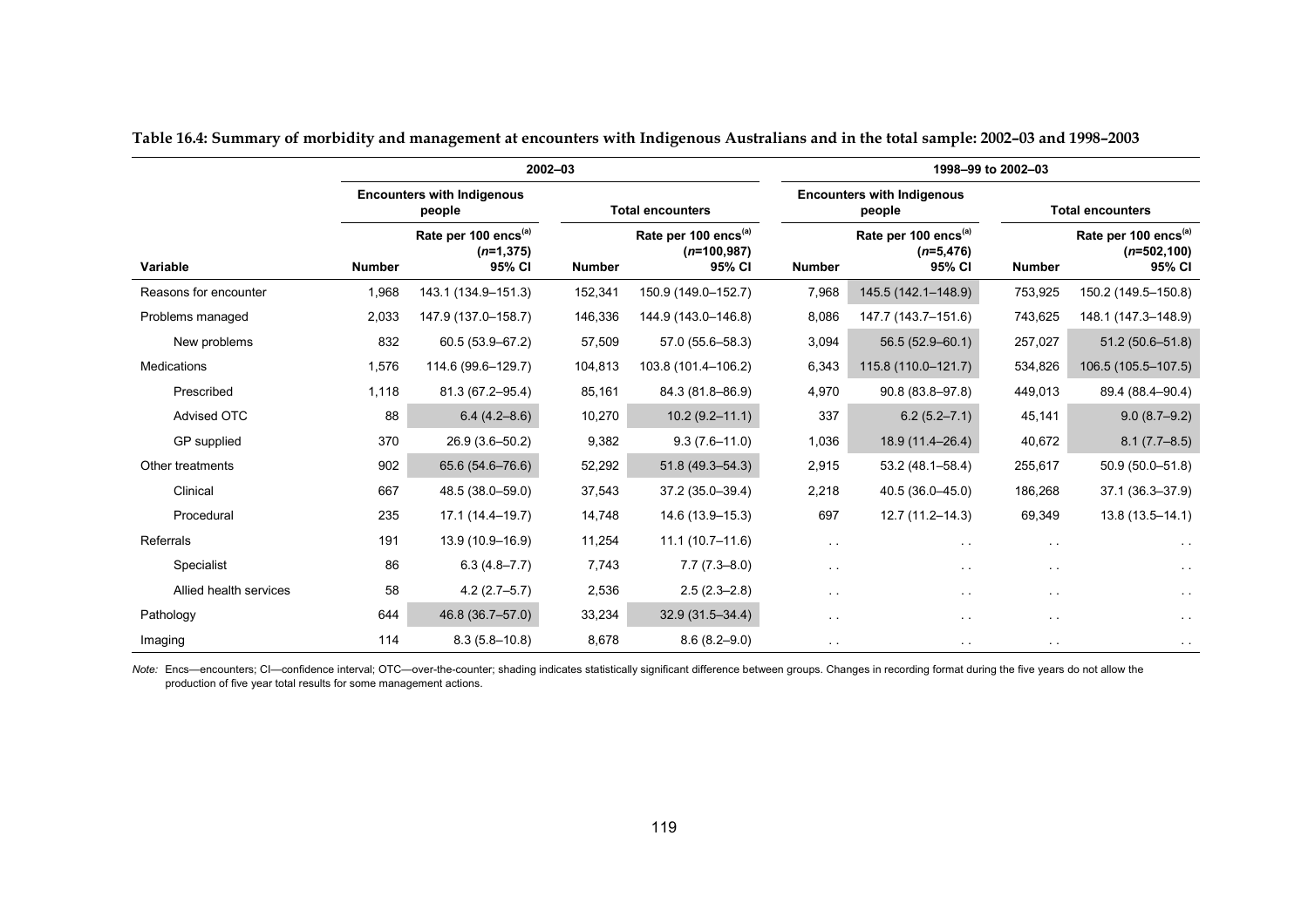**Table 16.4: Summary of morbidity and management at encounters with Indigenous Australians and in the total sample: 2002–03 and 1998–2003**

| | 2002–03 | | | | 1998–99 to 2002–03 | | | |
|---|---|---|---|---|---|---|---|---|
| | Encounters with Indigenous people | | Total encounters | | Encounters with Indigenous people | | Total encounters | |
| Variable | Number | Rate per 100 encs[(a)] (*n*=1,375) 95% CI | Number | Rate per 100 encs[(a)] (*n*=100,987) 95% CI | Number | Rate per 100 encs[(a)] (*n*=5,476) 95% CI | Number | Rate per 100 encs[(a)] (*n*=502,100) 95% CI |
| Reasons for encounter | 1,968 | 143.1 (134.9–151.3) | 152,341 | 150.9 (149.0–152.7) | 7,968 | 145.5 (142.1–148.9) | 753,925 | 150.2 (149.5–150.8) |
| Problems managed | 2,033 | 147.9 (137.0–158.7) | 146,336 | 144.9 (143.0–146.8) | 8,086 | 147.7 (143.7–151.6) | 743,625 | 148.1 (147.3–148.9) |
| New problems | 832 | 60.5 (53.9–67.2) | 57,509 | 57.0 (55.6–58.3) | 3,094 | 56.5 (52.9–60.1) | 257,027 | 51.2 (50.6–51.8) |
| Medications | 1,576 | 114.6 (99.6–129.7) | 104,813 | 103.8 (101.4–106.2) | 6,343 | 115.8 (110.0–121.7) | 534,826 | 106.5 (105.5–107.5) |
| Prescribed | 1,118 | 81.3 (67.2–95.4) | 85,161 | 84.3 (81.8–86.9) | 4,970 | 90.8 (83.8–97.8) | 449,013 | 89.4 (88.4–90.4) |
| Advised OTC | 88 | 6.4 (4.2–8.6) | 10,270 | 10.2 (9.2–11.1) | 337 | 6.2 (5.2–7.1) | 45,141 | 9.0 (8.7–9.2) |
| GP supplied | 370 | 26.9 (3.6–50.2) | 9,382 | 9.3 (7.6–11.0) | 1,036 | 18.9 (11.4–26.4) | 40,672 | 8.1 (7.7–8.5) |
| Other treatments | 902 | 65.6 (54.6–76.6) | 52,292 | 51.8 (49.3–54.3) | 2,915 | 53.2 (48.1–58.4) | 255,617 | 50.9 (50.0–51.8) |
| Clinical | 667 | 48.5 (38.0–59.0) | 37,543 | 37.2 (35.0–39.4) | 2,218 | 40.5 (36.0–45.0) | 186,268 | 37.1 (36.3–37.9) |
| Procedural | 235 | 17.1 (14.4–19.7) | 14,748 | 14.6 (13.9–15.3) | 697 | 12.7 (11.2–14.3) | 69,349 | 13.8 (13.5–14.1) |
| Referrals | 191 | 13.9 (10.9–16.9) | 11,254 | 11.1 (10.7–11.6) | . . | . . | . . | . . |
| Specialist | 86 | 6.3 (4.8–7.7) | 7,743 | 7.7 (7.3–8.0) | . . | . . | . . | . . |
| Allied health services | 58 | 4.2 (2.7–5.7) | 2,536 | 2.5 (2.3–2.8) | . . | . . | . . | . . |
| Pathology | 644 | 46.8 (36.7–57.0) | 33,234 | 32.9 (31.5–34.4) | . . | . . | . . | . . |
| Imaging | 114 | 8.3 (5.8–10.8) | 8,678 | 8.6 (8.2–9.0) | . . | . . | . . | . . |

*Note:* Encs—encounters; CI—confidence interval; OTC—over-the-counter; shading indicates statistically significant difference between groups. Changes in recording format during the five years do not allow the production of five year total results for some management actions.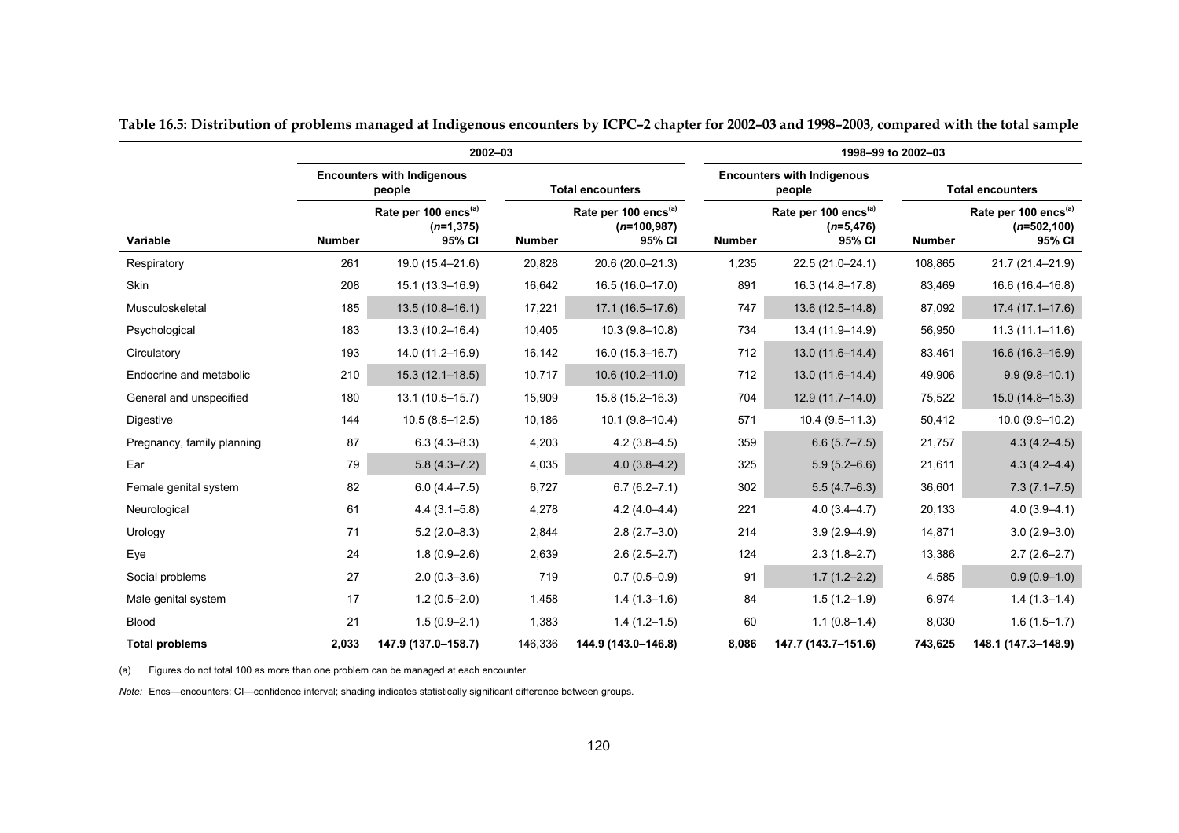**Table 16.5: Distribution of problems managed at Indigenous encounters by ICPC–2 chapter for 2002–03 and 1998–2003, compared with the total sample**

| | 2002–03 | | | | 1998–99 to 2002–03 | | | |
|---|---|---|---|---|---|---|---|---|
| | Encounters with Indigenous people | | Total encounters | | Encounters with Indigenous people | | Total encounters | |
| Variable | Number | Rate per 100 encs[(a)] (*n*=1,375) 95% CI | Number | Rate per 100 encs[(a)] (*n*=100,987) 95% CI | Number | Rate per 100 encs[(a)] (*n*=5,476) 95% CI | Number | Rate per 100 encs[(a)] (*n*=502,100) 95% CI |
| Respiratory | 261 | 19.0 (15.4–21.6) | 20,828 | 20.6 (20.0–21.3) | 1,235 | 22.5 (21.0–24.1) | 108,865 | 21.7 (21.4–21.9) |
| Skin | 208 | 15.1 (13.3–16.9) | 16,642 | 16.5 (16.0–17.0) | 891 | 16.3 (14.8–17.8) | 83,469 | 16.6 (16.4–16.8) |
| Musculoskeletal | 185 | 13.5 (10.8–16.1) | 17,221 | 17.1 (16.5–17.6) | 747 | 13.6 (12.5–14.8) | 87,092 | 17.4 (17.1–17.6) |
| Psychological | 183 | 13.3 (10.2–16.4) | 10,405 | 10.3 (9.8–10.8) | 734 | 13.4 (11.9–14.9) | 56,950 | 11.3 (11.1–11.6) |
| Circulatory | 193 | 14.0 (11.2–16.9) | 16,142 | 16.0 (15.3–16.7) | 712 | 13.0 (11.6–14.4) | 83,461 | 16.6 (16.3–16.9) |
| Endocrine and metabolic | 210 | 15.3 (12.1–18.5) | 10,717 | 10.6 (10.2–11.0) | 712 | 13.0 (11.6–14.4) | 49,906 | 9.9 (9.8–10.1) |
| General and unspecified | 180 | 13.1 (10.5–15.7) | 15,909 | 15.8 (15.2–16.3) | 704 | 12.9 (11.7–14.0) | 75,522 | 15.0 (14.8–15.3) |
| Digestive | 144 | 10.5 (8.5–12.5) | 10,186 | 10.1 (9.8–10.4) | 571 | 10.4 (9.5–11.3) | 50,412 | 10.0 (9.9–10.2) |
| Pregnancy, family planning | 87 | 6.3 (4.3–8.3) | 4,203 | 4.2 (3.8–4.5) | 359 | 6.6 (5.7–7.5) | 21,757 | 4.3 (4.2–4.5) |
| Ear | 79 | 5.8 (4.3–7.2) | 4,035 | 4.0 (3.8–4.2) | 325 | 5.9 (5.2–6.6) | 21,611 | 4.3 (4.2–4.4) |
| Female genital system | 82 | 6.0 (4.4–7.5) | 6,727 | 6.7 (6.2–7.1) | 302 | 5.5 (4.7–6.3) | 36,601 | 7.3 (7.1–7.5) |
| Neurological | 61 | 4.4 (3.1–5.8) | 4,278 | 4.2 (4.0–4.4) | 221 | 4.0 (3.4–4.7) | 20,133 | 4.0 (3.9–4.1) |
| Urology | 71 | 5.2 (2.0–8.3) | 2,844 | 2.8 (2.7–3.0) | 214 | 3.9 (2.9–4.9) | 14,871 | 3.0 (2.9–3.0) |
| Eye | 24 | 1.8 (0.9–2.6) | 2,639 | 2.6 (2.5–2.7) | 124 | 2.3 (1.8–2.7) | 13,386 | 2.7 (2.6–2.7) |
| Social problems | 27 | 2.0 (0.3–3.6) | 719 | 0.7 (0.5–0.9) | 91 | 1.7 (1.2–2.2) | 4,585 | 0.9 (0.9–1.0) |
| Male genital system | 17 | 1.2 (0.5–2.0) | 1,458 | 1.4 (1.3–1.6) | 84 | 1.5 (1.2–1.9) | 6,974 | 1.4 (1.3–1.4) |
| Blood | 21 | 1.5 (0.9–2.1) | 1,383 | 1.4 (1.2–1.5) | 60 | 1.1 (0.8–1.4) | 8,030 | 1.6 (1.5–1.7) |
| **Total problems** | **2,033** | **147.9 (137.0–158.7)** | **146,336** | **144.9 (143.0–146.8)** | **8,086** | **147.7 (143.7–151.6)** | **743,625** | **148.1 (147.3–148.9)** |

(a) Figures do not total 100 as more than one problem can be managed at each encounter.

*Note:* Encs—encounters; CI—confidence interval; shading indicates statistically significant difference between groups.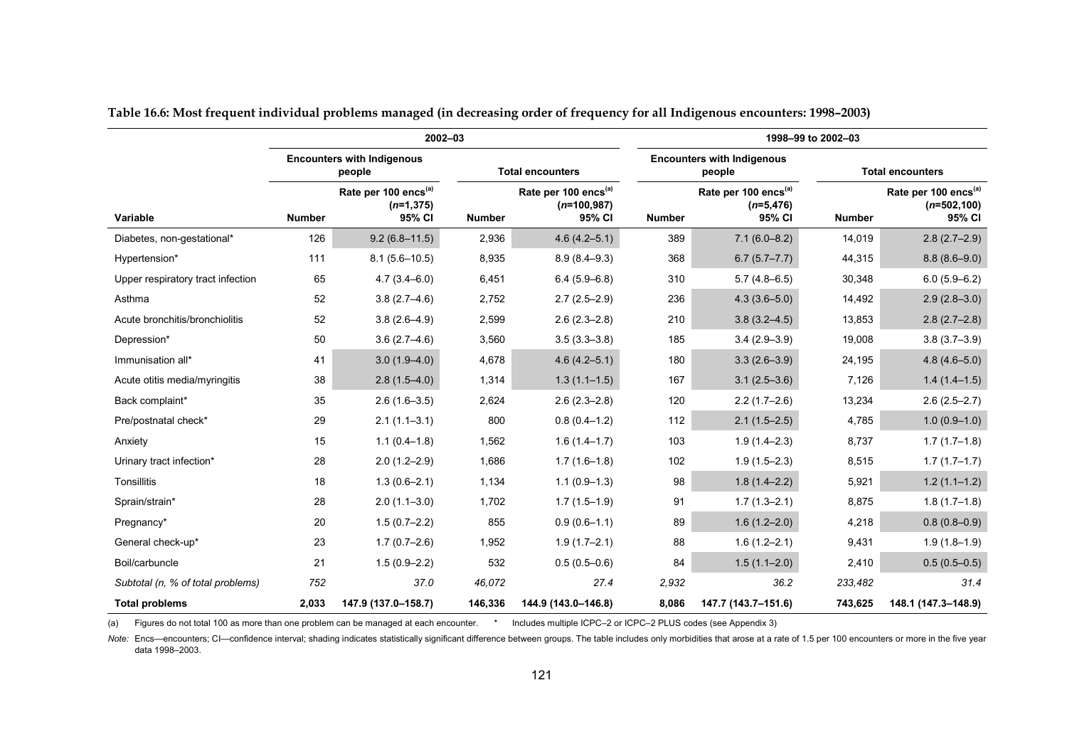**Table 16.6: Most frequent individual problems managed (in decreasing order of frequency for all Indigenous encounters: 1998–2003)**

| | 2002–03 | | | | 1998–99 to 2002–03 | | | |
|---|---|---|---|---|---|---|---|---|
| | Encounters with Indigenous people | | Total encounters | | Encounters with Indigenous people | | Total encounters | |
| Variable | Number | Rate per 100 encs[(a)] (*n*=1,375) 95% CI | Number | Rate per 100 encs[(a)] (*n*=100,987) 95% CI | Number | Rate per 100 encs[(a)] (*n*=5,476) 95% CI | Number | Rate per 100 encs[(a)] (*n*=502,100) 95% CI |
| Diabetes, non-gestational* | 126 | 9.2 (6.8–11.5) | 2,936 | 4.6 (4.2–5.1) | 389 | 7.1 (6.0–8.2) | 14,019 | 2.8 (2.7–2.9) |
| Hypertension* | 111 | 8.1 (5.6–10.5) | 8,935 | 8.9 (8.4–9.3) | 368 | 6.7 (5.7–7.7) | 44,315 | 8.8 (8.6–9.0) |
| Upper respiratory tract infection | 65 | 4.7 (3.4–6.0) | 6,451 | 6.4 (5.9–6.8) | 310 | 5.7 (4.8–6.5) | 30,348 | 6.0 (5.9–6.2) |
| Asthma | 52 | 3.8 (2.7–4.6) | 2,752 | 2.7 (2.5–2.9) | 236 | 4.3 (3.6–5.0) | 14,492 | 2.9 (2.8–3.0) |
| Acute bronchitis/bronchiolitis | 52 | 3.8 (2.6–4.9) | 2,599 | 2.6 (2.3–2.8) | 210 | 3.8 (3.2–4.5) | 13,853 | 2.8 (2.7–2.8) |
| Depression* | 50 | 3.6 (2.7–4.6) | 3,560 | 3.5 (3.3–3.8) | 185 | 3.4 (2.9–3.9) | 19,008 | 3.8 (3.7–3.9) |
| Immunisation all* | 41 | 3.0 (1.9–4.0) | 4,678 | 4.6 (4.2–5.1) | 180 | 3.3 (2.6–3.9) | 24,195 | 4.8 (4.6–5.0) |
| Acute otitis media/myringitis | 38 | 2.8 (1.5–4.0) | 1,314 | 1.3 (1.1–1.5) | 167 | 3.1 (2.5–3.6) | 7,126 | 1.4 (1.4–1.5) |
| Back complaint* | 35 | 2.6 (1.6–3.5) | 2,624 | 2.6 (2.3–2.8) | 120 | 2.2 (1.7–2.6) | 13,234 | 2.6 (2.5–2.7) |
| Pre/postnatal check* | 29 | 2.1 (1.1–3.1) | 800 | 0.8 (0.4–1.2) | 112 | 2.1 (1.5–2.5) | 4,785 | 1.0 (0.9–1.0) |
| Anxiety | 15 | 1.1 (0.4–1.8) | 1,562 | 1.6 (1.4–1.7) | 103 | 1.9 (1.4–2.3) | 8,737 | 1.7 (1.7–1.8) |
| Urinary tract infection* | 28 | 2.0 (1.2–2.9) | 1,686 | 1.7 (1.6–1.8) | 102 | 1.9 (1.5–2.3) | 8,515 | 1.7 (1.7–1.7) |
| Tonsillitis | 18 | 1.3 (0.6–2.1) | 1,134 | 1.1 (0.9–1.3) | 98 | 1.8 (1.4–2.2) | 5,921 | 1.2 (1.1–1.2) |
| Sprain/strain* | 28 | 2.0 (1.1–3.0) | 1,702 | 1.7 (1.5–1.9) | 91 | 1.7 (1.3–2.1) | 8,875 | 1.8 (1.7–1.8) |
| Pregnancy* | 20 | 1.5 (0.7–2.2) | 855 | 0.9 (0.6–1.1) | 89 | 1.6 (1.2–2.0) | 4,218 | 0.8 (0.8–0.9) |
| General check-up* | 23 | 1.7 (0.7–2.6) | 1,952 | 1.9 (1.7–2.1) | 88 | 1.6 (1.2–2.1) | 9,431 | 1.9 (1.8–1.9) |
| Boil/carbuncle | 21 | 1.5 (0.9–2.2) | 532 | 0.5 (0.5–0.6) | 84 | 1.5 (1.1–2.0) | 2,410 | 0.5 (0.5–0.5) |
| *Subtotal (n, % of total problems)* | *752* | *37.0* | *46,072* | *27.4* | *2,932* | *36.2* | *233,482* | *31.4* |
| **Total problems** | **2,033** | **147.9 (137.0–158.7)** | **146,336** | **144.9 (143.0–146.8)** | **8,086** | **147.7 (143.7–151.6)** | **743,625** | **148.1 (147.3–148.9)** |

(a) Figures do not total 100 as more than one problem can be managed at each encounter. * Includes multiple ICPC–2 or ICPC–2 PLUS codes (see Appendix 3)

*Note:* Encs—encounters; CI—confidence interval; shading indicates statistically significant difference between groups. The table includes only morbidities that arose at a rate of 1.5 per 100 encounters or more in the five year data 1998–2003.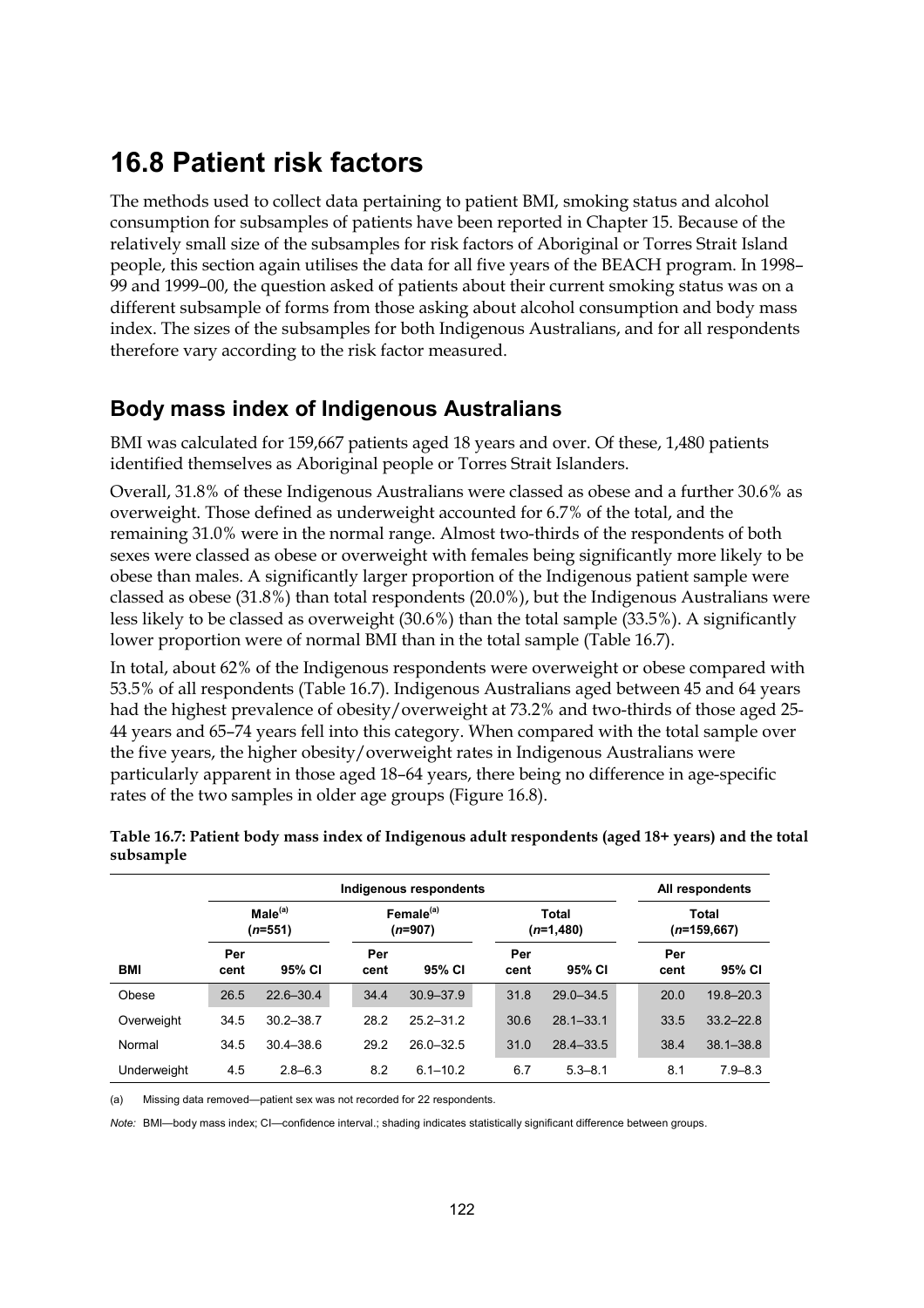# 16.8 Patient risk factors

The methods used to collect data pertaining to patient BMI, smoking status and alcohol consumption for subsamples of patients have been reported in Chapter 15. Because of the relatively small size of the subsamples for risk factors of Aboriginal or Torres Strait Island people, this section again utilises the data for all five years of the BEACH program. In 1998–99 and 1999–00, the question asked of patients about their current smoking status was on a different subsample of forms from those asking about alcohol consumption and body mass index. The sizes of the subsamples for both Indigenous Australians, and for all respondents therefore vary according to the risk factor measured.

## Body mass index of Indigenous Australians

BMI was calculated for 159,667 patients aged 18 years and over. Of these, 1,480 patients identified themselves as Aboriginal people or Torres Strait Islanders.

Overall, 31.8% of these Indigenous Australians were classed as obese and a further 30.6% as overweight. Those defined as underweight accounted for 6.7% of the total, and the remaining 31.0% were in the normal range. Almost two-thirds of the respondents of both sexes were classed as obese or overweight with females being significantly more likely to be obese than males. A significantly larger proportion of the Indigenous patient sample were classed as obese (31.8%) than total respondents (20.0%), but the Indigenous Australians were less likely to be classed as overweight (30.6%) than the total sample (33.5%). A significantly lower proportion were of normal BMI than in the total sample (Table 16.7).

In total, about 62% of the Indigenous respondents were overweight or obese compared with 53.5% of all respondents (Table 16.7). Indigenous Australians aged between 45 and 64 years had the highest prevalence of obesity/overweight at 73.2% and two-thirds of those aged 25-44 years and 65–74 years fell into this category. When compared with the total sample over the five years, the higher obesity/overweight rates in Indigenous Australians were particularly apparent in those aged 18–64 years, there being no difference in age-specific rates of the two samples in older age groups (Figure 16.8).

**Table 16.7: Patient body mass index of Indigenous adult respondents (aged 18+ years) and the total subsample**

| | Indigenous respondents | | | | | | All respondents | |
|---|---|---|---|---|---|---|---|---|
| | Male[(a)] (*n*=551) | | Female[(a)] (*n*=907) | | Total (*n*=1,480) | | Total (*n*=159,667) | |
| **BMI** | Per cent | 95% CI | Per cent | 95% CI | Per cent | 95% CI | Per cent | 95% CI |
| Obese | 26.5 | 22.6–30.4 | 34.4 | 30.9–37.9 | 31.8 | 29.0–34.5 | 20.0 | 19.8–20.3 |
| Overweight | 34.5 | 30.2–38.7 | 28.2 | 25.2–31.2 | 30.6 | 28.1–33.1 | 33.5 | 33.2–22.8 |
| Normal | 34.5 | 30.4–38.6 | 29.2 | 26.0–32.5 | 31.0 | 28.4–33.5 | 38.4 | 38.1–38.8 |
| Underweight | 4.5 | 2.8–6.3 | 8.2 | 6.1–10.2 | 6.7 | 5.3–8.1 | 8.1 | 7.9–8.3 |

(a) Missing data removed—patient sex was not recorded for 22 respondents.

*Note:* BMI—body mass index; CI—confidence interval.; shading indicates statistically significant difference between groups.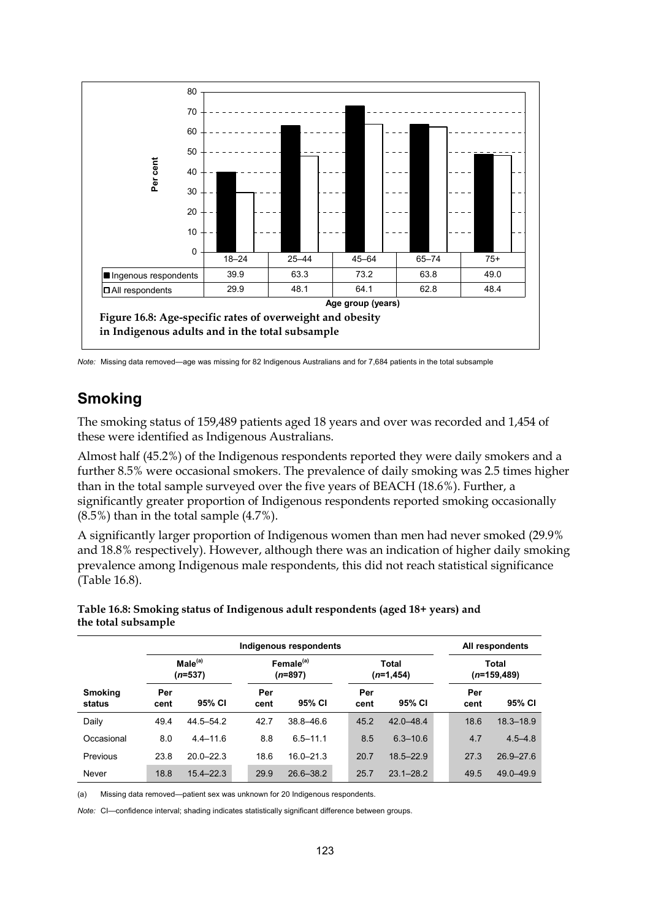| | 18–24 | 25–44 | 45–64 | 65–74 | 75+ |
|---|---|---|---|---|---|
| Ingenous respondents | 39.9 | 63.3 | 73.2 | 63.8 | 49.0 |
| All respondents | 29.9 | 48.1 | 64.1 | 62.8 | 48.4 |

Age group (years)

**Figure 16.8: Age-specific rates of overweight and obesity in Indigenous adults and in the total subsample**

*Note:* Missing data removed—age was missing for 82 Indigenous Australians and for 7,684 patients in the total subsample

## Smoking

The smoking status of 159,489 patients aged 18 years and over was recorded and 1,454 of these were identified as Indigenous Australians.

Almost half (45.2%) of the Indigenous respondents reported they were daily smokers and a further 8.5% were occasional smokers. The prevalence of daily smoking was 2.5 times higher than in the total sample surveyed over the five years of BEACH (18.6%). Further, a significantly greater proportion of Indigenous respondents reported smoking occasionally (8.5%) than in the total sample (4.7%).

A significantly larger proportion of Indigenous women than men had never smoked (29.9% and 18.8% respectively). However, although there was an indication of higher daily smoking prevalence among Indigenous male respondents, this did not reach statistical significance (Table 16.8).

**Table 16.8: Smoking status of Indigenous adult respondents (aged 18+ years) and the total subsample**

| | Indigenous respondents | | | | | | All respondents | |
|---|---|---|---|---|---|---|---|---|
| | Male[(a)] (n=537) | | Female[(a)] (n=897) | | Total (n=1,454) | | Total (n=159,489) | |
| Smoking status | Per cent | 95% CI | Per cent | 95% CI | Per cent | 95% CI | Per cent | 95% CI |
| Daily | 49.4 | 44.5–54.2 | 42.7 | 38.8–46.6 | 45.2 | 42.0–48.4 | 18.6 | 18.3–18.9 |
| Occasional | 8.0 | 4.4–11.6 | 8.8 | 6.5–11.1 | 8.5 | 6.3–10.6 | 4.7 | 4.5–4.8 |
| Previous | 23.8 | 20.0–22.3 | 18.6 | 16.0–21.3 | 20.7 | 18.5–22.9 | 27.3 | 26.9–27.6 |
| Never | 18.8 | 15.4–22.3 | 29.9 | 26.6–38.2 | 25.7 | 23.1–28.2 | 49.5 | 49.0–49.9 |

(a) Missing data removed—patient sex was unknown for 20 Indigenous respondents.

*Note:* CI—confidence interval; shading indicates statistically significant difference between groups.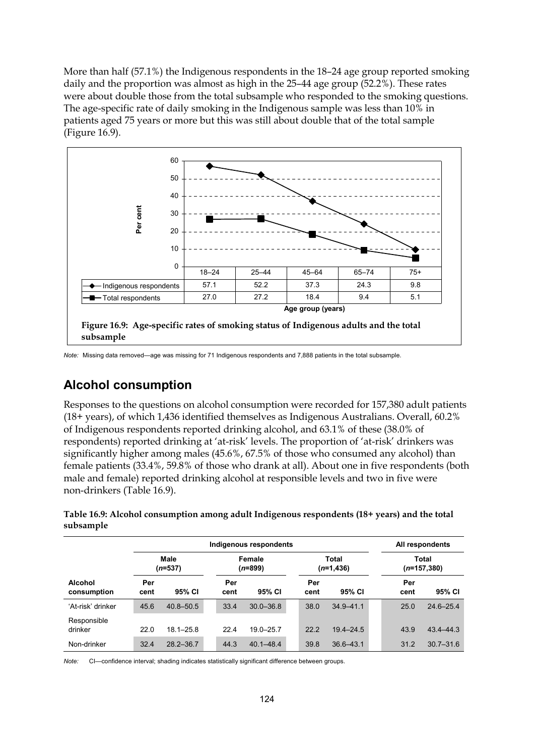More than half (57.1%) the Indigenous respondents in the 18–24 age group reported smoking daily and the proportion was almost as high in the 25–44 age group (52.2%). These rates were about double those from the total subsample who responded to the smoking questions. The age-specific rate of daily smoking in the Indigenous sample was less than 10% in patients aged 75 years or more but this was still about double that of the total sample (Figure 16.9).

| | 18–24 | 25–44 | 45–64 | 65–74 | 75+ |
|---|---|---|---|---|---|
| Indigenous respondents | 57.1 | 52.2 | 37.3 | 24.3 | 9.8 |
| Total respondents | 27.0 | 27.2 | 18.4 | 9.4 | 5.1 |

Age group (years)

**Figure 16.9: Age-specific rates of smoking status of Indigenous adults and the total subsample**

*Note:* Missing data removed—age was missing for 71 Indigenous respondents and 7,888 patients in the total subsample.

## Alcohol consumption

Responses to the questions on alcohol consumption were recorded for 157,380 adult patients (18+ years), of which 1,436 identified themselves as Indigenous Australians. Overall, 60.2% of Indigenous respondents reported drinking alcohol, and 63.1% of these (38.0% of respondents) reported drinking at 'at-risk' levels. The proportion of 'at-risk' drinkers was significantly higher among males (45.6%, 67.5% of those who consumed any alcohol) than female patients (33.4%, 59.8% of those who drank at all). About one in five respondents (both male and female) reported drinking alcohol at responsible levels and two in five were non-drinkers (Table 16.9).

**Table 16.9: Alcohol consumption among adult Indigenous respondents (18+ years) and the total subsample**

| | Indigenous respondents | | | | | | All respondents | |
|---|---|---|---|---|---|---|---|---|
| | Male (*n*=537) | | Female (*n*=899) | | Total (*n*=1,436) | | Total (*n*=157,380) | |
| Alcohol consumption | Per cent | 95% CI | Per cent | 95% CI | Per cent | 95% CI | Per cent | 95% CI |
| 'At-risk' drinker | 45.6 | 40.8–50.5 | 33.4 | 30.0–36.8 | 38.0 | 34.9–41.1 | 25.0 | 24.6–25.4 |
| Responsible drinker | 22.0 | 18.1–25.8 | 22.4 | 19.0–25.7 | 22.2 | 19.4–24.5 | 43.9 | 43.4–44.3 |
| Non-drinker | 32.4 | 28.2–36.7 | 44.3 | 40.1–48.4 | 39.8 | 36.6–43.1 | 31.2 | 30.7–31.6 |

*Note:* CI—confidence interval; shading indicates statistically significant difference between groups.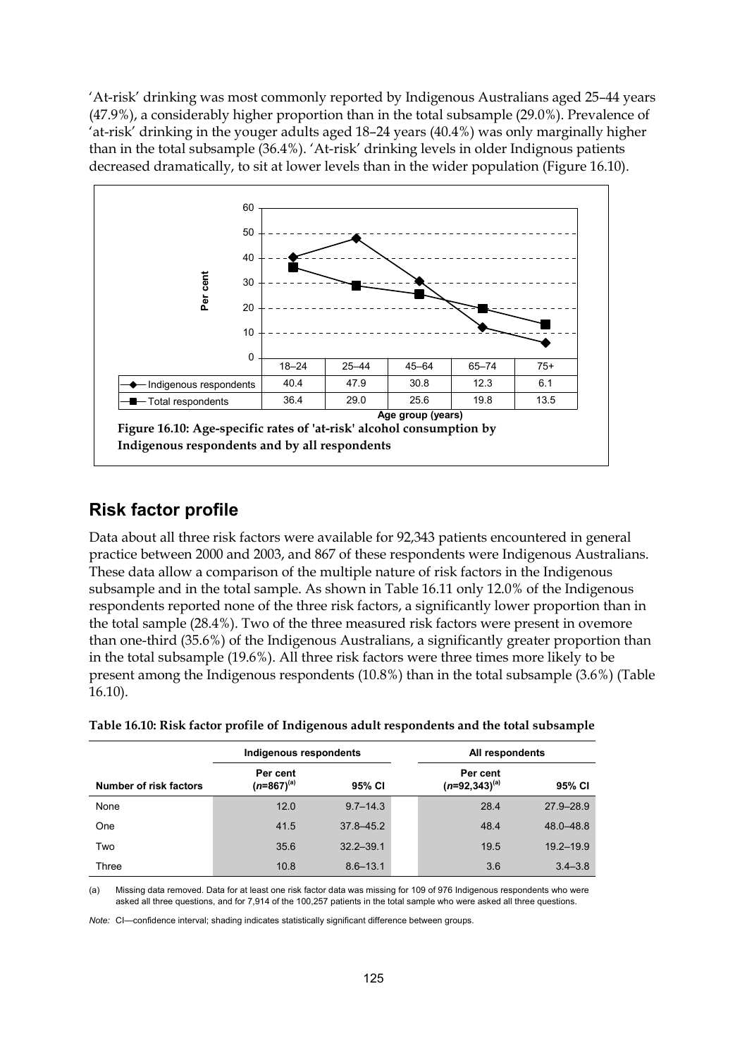'At-risk' drinking was most commonly reported by Indigenous Australians aged 25–44 years (47.9%), a considerably higher proportion than in the total subsample (29.0%). Prevalence of 'at-risk' drinking in the youger adults aged 18–24 years (40.4%) was only marginally higher than in the total subsample (36.4%). 'At-risk' drinking levels in older Indignous patients decreased dramatically, to sit at lower levels than in the wider population (Figure 16.10).

| | 18–24 | 25–44 | 45–64 | 65–74 | 75+ |
|---|---|---|---|---|---|
| Indigenous respondents | 40.4 | 47.9 | 30.8 | 12.3 | 6.1 |
| Total respondents | 36.4 | 29.0 | 25.6 | 19.8 | 13.5 |

Age group (years)

**Figure 16.10: Age-specific rates of 'at-risk' alcohol consumption by Indigenous respondents and by all respondents**

## Risk factor profile

Data about all three risk factors were available for 92,343 patients encountered in general practice between 2000 and 2003, and 867 of these respondents were Indigenous Australians. These data allow a comparison of the multiple nature of risk factors in the Indigenous subsample and in the total sample. As shown in Table 16.11 only 12.0% of the Indigenous respondents reported none of the three risk factors, a significantly lower proportion than in the total sample (28.4%). Two of the three measured risk factors were present in ovemore than one-third (35.6%) of the Indigenous Australians, a significantly greater proportion than in the total subsample (19.6%). All three risk factors were three times more likely to be present among the Indigenous respondents (10.8%) than in the total subsample (3.6%) (Table 16.10).

**Table 16.10: Risk factor profile of Indigenous adult respondents and the total subsample**

| | Indigenous respondents | | All respondents | |
|---|---|---|---|---|
| Number of risk factors | Per cent ($n$=867)[(a)] | 95% CI | Per cent ($n$=92,343)[(a)] | 95% CI |
| None | 12.0 | 9.7–14.3 | 28.4 | 27.9–28.9 |
| One | 41.5 | 37.8–45.2 | 48.4 | 48.0–48.8 |
| Two | 35.6 | 32.2–39.1 | 19.5 | 19.2–19.9 |
| Three | 10.8 | 8.6–13.1 | 3.6 | 3.4–3.8 |

(a) Missing data removed. Data for at least one risk factor data was missing for 109 of 976 Indigenous respondents who were asked all three questions, and for 7,914 of the 100,257 patients in the total sample who were asked all three questions.

*Note:* CI—confidence interval; shading indicates statistically significant difference between groups.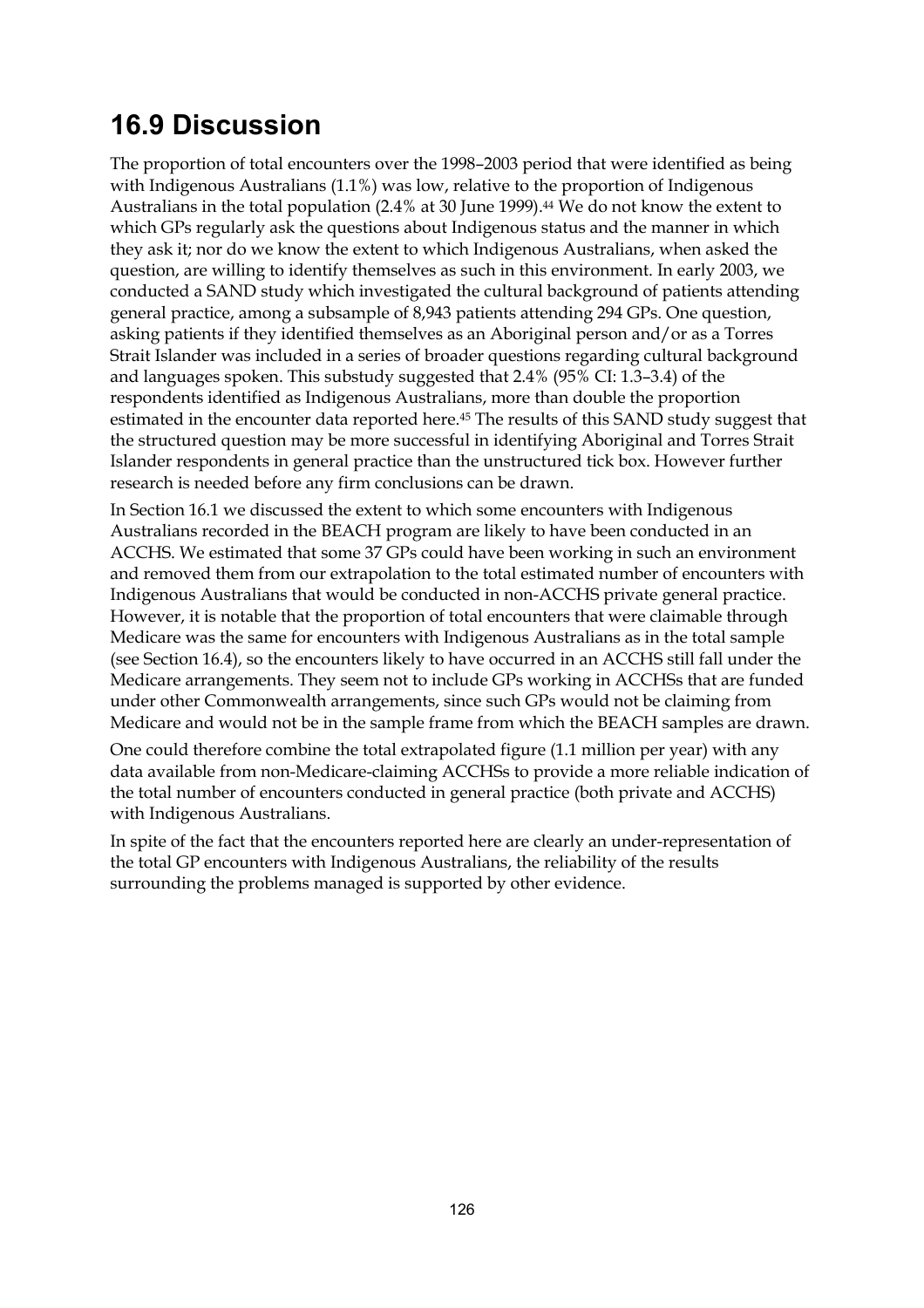## 16.9 Discussion

The proportion of total encounters over the 1998–2003 period that were identified as being with Indigenous Australians (1.1%) was low, relative to the proportion of Indigenous Australians in the total population (2.4% at 30 June 1999).[44] We do not know the extent to which GPs regularly ask the questions about Indigenous status and the manner in which they ask it; nor do we know the extent to which Indigenous Australians, when asked the question, are willing to identify themselves as such in this environment. In early 2003, we conducted a SAND study which investigated the cultural background of patients attending general practice, among a subsample of 8,943 patients attending 294 GPs. One question, asking patients if they identified themselves as an Aboriginal person and/or as a Torres Strait Islander was included in a series of broader questions regarding cultural background and languages spoken. This substudy suggested that 2.4% (95% CI: 1.3–3.4) of the respondents identified as Indigenous Australians, more than double the proportion estimated in the encounter data reported here.[45] The results of this SAND study suggest that the structured question may be more successful in identifying Aboriginal and Torres Strait Islander respondents in general practice than the unstructured tick box. However further research is needed before any firm conclusions can be drawn.

In Section 16.1 we discussed the extent to which some encounters with Indigenous Australians recorded in the BEACH program are likely to have been conducted in an ACCHS. We estimated that some 37 GPs could have been working in such an environment and removed them from our extrapolation to the total estimated number of encounters with Indigenous Australians that would be conducted in non-ACCHS private general practice. However, it is notable that the proportion of total encounters that were claimable through Medicare was the same for encounters with Indigenous Australians as in the total sample (see Section 16.4), so the encounters likely to have occurred in an ACCHS still fall under the Medicare arrangements. They seem not to include GPs working in ACCHSs that are funded under other Commonwealth arrangements, since such GPs would not be claiming from Medicare and would not be in the sample frame from which the BEACH samples are drawn.

One could therefore combine the total extrapolated figure (1.1 million per year) with any data available from non-Medicare-claiming ACCHSs to provide a more reliable indication of the total number of encounters conducted in general practice (both private and ACCHS) with Indigenous Australians.

In spite of the fact that the encounters reported here are clearly an under-representation of the total GP encounters with Indigenous Australians, the reliability of the results surrounding the problems managed is supported by other evidence.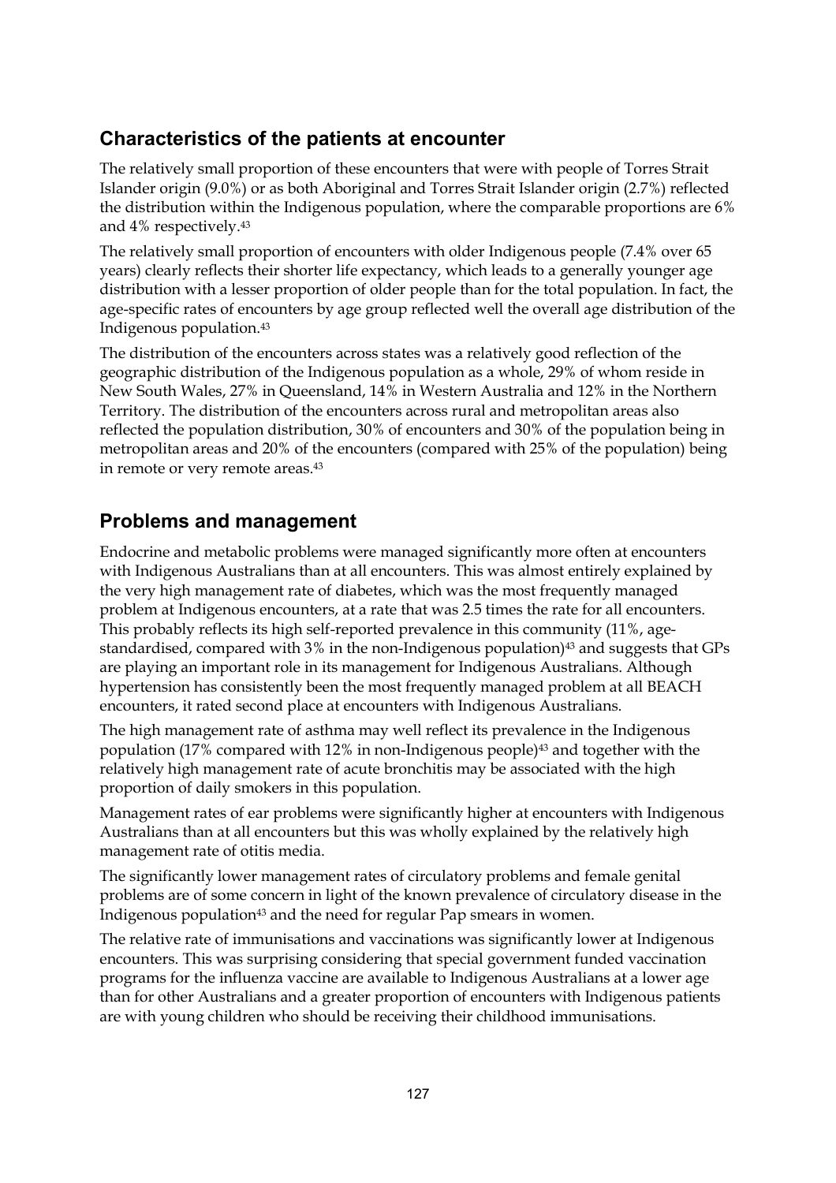## Characteristics of the patients at encounter

The relatively small proportion of these encounters that were with people of Torres Strait Islander origin (9.0%) or as both Aboriginal and Torres Strait Islander origin (2.7%) reflected the distribution within the Indigenous population, where the comparable proportions are 6% and 4% respectively.[43]

The relatively small proportion of encounters with older Indigenous people (7.4% over 65 years) clearly reflects their shorter life expectancy, which leads to a generally younger age distribution with a lesser proportion of older people than for the total population. In fact, the age-specific rates of encounters by age group reflected well the overall age distribution of the Indigenous population.[43]

The distribution of the encounters across states was a relatively good reflection of the geographic distribution of the Indigenous population as a whole, 29% of whom reside in New South Wales, 27% in Queensland, 14% in Western Australia and 12% in the Northern Territory. The distribution of the encounters across rural and metropolitan areas also reflected the population distribution, 30% of encounters and 30% of the population being in metropolitan areas and 20% of the encounters (compared with 25% of the population) being in remote or very remote areas.[43]

## Problems and management

Endocrine and metabolic problems were managed significantly more often at encounters with Indigenous Australians than at all encounters. This was almost entirely explained by the very high management rate of diabetes, which was the most frequently managed problem at Indigenous encounters, at a rate that was 2.5 times the rate for all encounters. This probably reflects its high self-reported prevalence in this community (11%, age-standardised, compared with 3% in the non-Indigenous population)[43] and suggests that GPs are playing an important role in its management for Indigenous Australians. Although hypertension has consistently been the most frequently managed problem at all BEACH encounters, it rated second place at encounters with Indigenous Australians.

The high management rate of asthma may well reflect its prevalence in the Indigenous population (17% compared with 12% in non-Indigenous people)[43] and together with the relatively high management rate of acute bronchitis may be associated with the high proportion of daily smokers in this population.

Management rates of ear problems were significantly higher at encounters with Indigenous Australians than at all encounters but this was wholly explained by the relatively high management rate of otitis media.

The significantly lower management rates of circulatory problems and female genital problems are of some concern in light of the known prevalence of circulatory disease in the Indigenous population[43] and the need for regular Pap smears in women.

The relative rate of immunisations and vaccinations was significantly lower at Indigenous encounters. This was surprising considering that special government funded vaccination programs for the influenza vaccine are available to Indigenous Australians at a lower age than for other Australians and a greater proportion of encounters with Indigenous patients are with young children who should be receiving their childhood immunisations.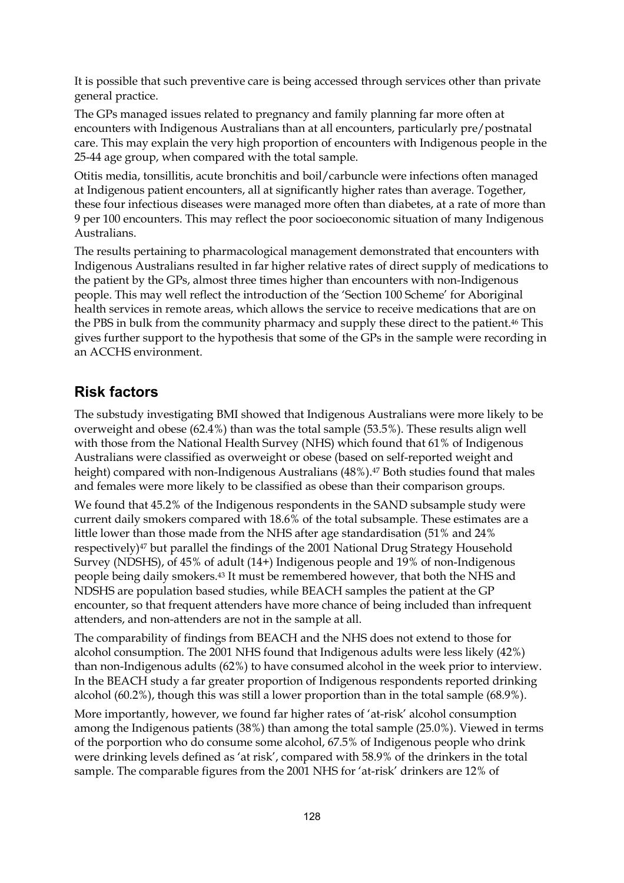It is possible that such preventive care is being accessed through services other than private general practice.

The GPs managed issues related to pregnancy and family planning far more often at encounters with Indigenous Australians than at all encounters, particularly pre/postnatal care. This may explain the very high proportion of encounters with Indigenous people in the 25-44 age group, when compared with the total sample.

Otitis media, tonsillitis, acute bronchitis and boil/carbuncle were infections often managed at Indigenous patient encounters, all at significantly higher rates than average. Together, these four infectious diseases were managed more often than diabetes, at a rate of more than 9 per 100 encounters. This may reflect the poor socioeconomic situation of many Indigenous Australians.

The results pertaining to pharmacological management demonstrated that encounters with Indigenous Australians resulted in far higher relative rates of direct supply of medications to the patient by the GPs, almost three times higher than encounters with non-Indigenous people. This may well reflect the introduction of the 'Section 100 Scheme' for Aboriginal health services in remote areas, which allows the service to receive medications that are on the PBS in bulk from the community pharmacy and supply these direct to the patient.[46] This gives further support to the hypothesis that some of the GPs in the sample were recording in an ACCHS environment.

## Risk factors

The substudy investigating BMI showed that Indigenous Australians were more likely to be overweight and obese (62.4%) than was the total sample (53.5%). These results align well with those from the National Health Survey (NHS) which found that 61% of Indigenous Australians were classified as overweight or obese (based on self-reported weight and height) compared with non-Indigenous Australians (48%).[47] Both studies found that males and females were more likely to be classified as obese than their comparison groups.

We found that 45.2% of the Indigenous respondents in the SAND subsample study were current daily smokers compared with 18.6% of the total subsample. These estimates are a little lower than those made from the NHS after age standardisation (51% and 24% respectively)[47] but parallel the findings of the 2001 National Drug Strategy Household Survey (NDSHS), of 45% of adult (14+) Indigenous people and 19% of non-Indigenous people being daily smokers.[43] It must be remembered however, that both the NHS and NDSHS are population based studies, while BEACH samples the patient at the GP encounter, so that frequent attenders have more chance of being included than infrequent attenders, and non-attenders are not in the sample at all.

The comparability of findings from BEACH and the NHS does not extend to those for alcohol consumption. The 2001 NHS found that Indigenous adults were less likely (42%) than non-Indigenous adults (62%) to have consumed alcohol in the week prior to interview. In the BEACH study a far greater proportion of Indigenous respondents reported drinking alcohol (60.2%), though this was still a lower proportion than in the total sample (68.9%).

More importantly, however, we found far higher rates of 'at-risk' alcohol consumption among the Indigenous patients (38%) than among the total sample (25.0%). Viewed in terms of the porportion who do consume some alcohol, 67.5% of Indigenous people who drink were drinking levels defined as 'at risk', compared with 58.9% of the drinkers in the total sample. The comparable figures from the 2001 NHS for 'at-risk' drinkers are 12% of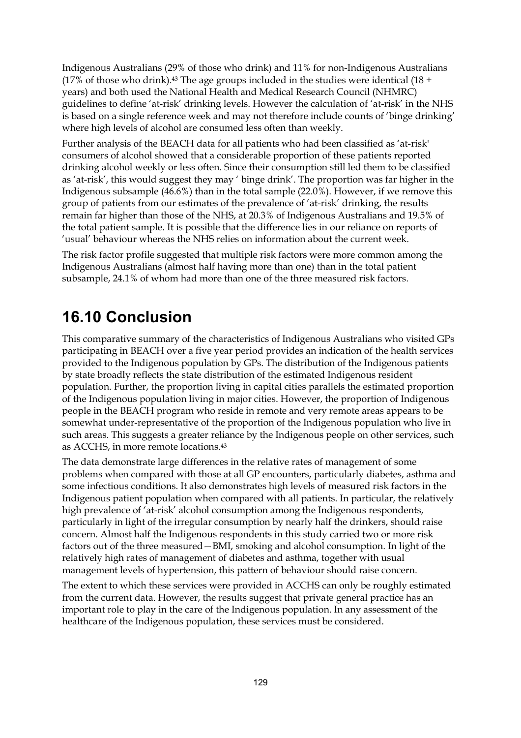Indigenous Australians (29% of those who drink) and 11% for non-Indigenous Australians (17% of those who drink).[43] The age groups included in the studies were identical (18 + years) and both used the National Health and Medical Research Council (NHMRC) guidelines to define 'at-risk' drinking levels. However the calculation of 'at-risk' in the NHS is based on a single reference week and may not therefore include counts of 'binge drinking' where high levels of alcohol are consumed less often than weekly.

Further analysis of the BEACH data for all patients who had been classified as 'at-risk' consumers of alcohol showed that a considerable proportion of these patients reported drinking alcohol weekly or less often. Since their consumption still led them to be classified as 'at-risk', this would suggest they may ' binge drink'. The proportion was far higher in the Indigenous subsample (46.6%) than in the total sample (22.0%). However, if we remove this group of patients from our estimates of the prevalence of 'at-risk' drinking, the results remain far higher than those of the NHS, at 20.3% of Indigenous Australians and 19.5% of the total patient sample. It is possible that the difference lies in our reliance on reports of 'usual' behaviour whereas the NHS relies on information about the current week.

The risk factor profile suggested that multiple risk factors were more common among the Indigenous Australians (almost half having more than one) than in the total patient subsample, 24.1% of whom had more than one of the three measured risk factors.

## 16.10 Conclusion

This comparative summary of the characteristics of Indigenous Australians who visited GPs participating in BEACH over a five year period provides an indication of the health services provided to the Indigenous population by GPs. The distribution of the Indigenous patients by state broadly reflects the state distribution of the estimated Indigenous resident population. Further, the proportion living in capital cities parallels the estimated proportion of the Indigenous population living in major cities. However, the proportion of Indigenous people in the BEACH program who reside in remote and very remote areas appears to be somewhat under-representative of the proportion of the Indigenous population who live in such areas. This suggests a greater reliance by the Indigenous people on other services, such as ACCHS, in more remote locations.[43]

The data demonstrate large differences in the relative rates of management of some problems when compared with those at all GP encounters, particularly diabetes, asthma and some infectious conditions. It also demonstrates high levels of measured risk factors in the Indigenous patient population when compared with all patients. In particular, the relatively high prevalence of 'at-risk' alcohol consumption among the Indigenous respondents, particularly in light of the irregular consumption by nearly half the drinkers, should raise concern. Almost half the Indigenous respondents in this study carried two or more risk factors out of the three measured—BMI, smoking and alcohol consumption. In light of the relatively high rates of management of diabetes and asthma, together with usual management levels of hypertension, this pattern of behaviour should raise concern.

The extent to which these services were provided in ACCHS can only be roughly estimated from the current data. However, the results suggest that private general practice has an important role to play in the care of the Indigenous population. In any assessment of the healthcare of the Indigenous population, these services must be considered.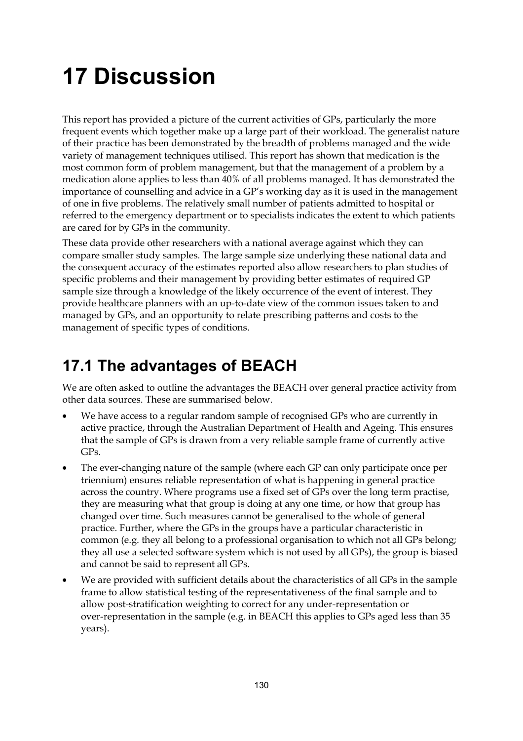# 17 Discussion

This report has provided a picture of the current activities of GPs, particularly the more frequent events which together make up a large part of their workload. The generalist nature of their practice has been demonstrated by the breadth of problems managed and the wide variety of management techniques utilised. This report has shown that medication is the most common form of problem management, but that the management of a problem by a medication alone applies to less than 40% of all problems managed. It has demonstrated the importance of counselling and advice in a GP's working day as it is used in the management of one in five problems. The relatively small number of patients admitted to hospital or referred to the emergency department or to specialists indicates the extent to which patients are cared for by GPs in the community.

These data provide other researchers with a national average against which they can compare smaller study samples. The large sample size underlying these national data and the consequent accuracy of the estimates reported also allow researchers to plan studies of specific problems and their management by providing better estimates of required GP sample size through a knowledge of the likely occurrence of the event of interest. They provide healthcare planners with an up-to-date view of the common issues taken to and managed by GPs, and an opportunity to relate prescribing patterns and costs to the management of specific types of conditions.

## 17.1 The advantages of BEACH

We are often asked to outline the advantages the BEACH over general practice activity from other data sources. These are summarised below.

- We have access to a regular random sample of recognised GPs who are currently in active practice, through the Australian Department of Health and Ageing. This ensures that the sample of GPs is drawn from a very reliable sample frame of currently active GPs.
- The ever-changing nature of the sample (where each GP can only participate once per triennium) ensures reliable representation of what is happening in general practice across the country. Where programs use a fixed set of GPs over the long term practise, they are measuring what that group is doing at any one time, or how that group has changed over time. Such measures cannot be generalised to the whole of general practice. Further, where the GPs in the groups have a particular characteristic in common (e.g. they all belong to a professional organisation to which not all GPs belong; they all use a selected software system which is not used by all GPs), the group is biased and cannot be said to represent all GPs.
- We are provided with sufficient details about the characteristics of all GPs in the sample frame to allow statistical testing of the representativeness of the final sample and to allow post-stratification weighting to correct for any under-representation or over-representation in the sample (e.g. in BEACH this applies to GPs aged less than 35 years).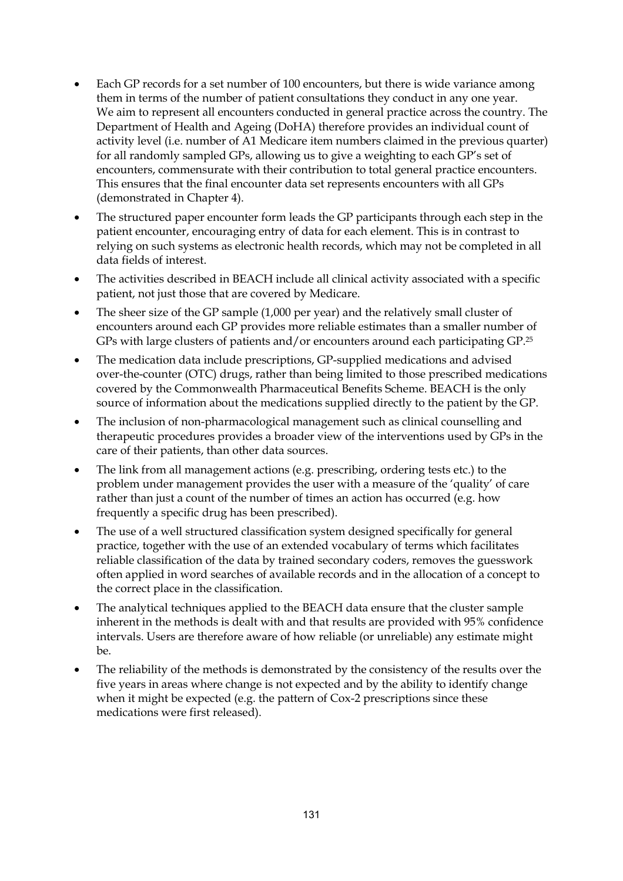- Each GP records for a set number of 100 encounters, but there is wide variance among them in terms of the number of patient consultations they conduct in any one year. We aim to represent all encounters conducted in general practice across the country. The Department of Health and Ageing (DoHA) therefore provides an individual count of activity level (i.e. number of A1 Medicare item numbers claimed in the previous quarter) for all randomly sampled GPs, allowing us to give a weighting to each GP's set of encounters, commensurate with their contribution to total general practice encounters. This ensures that the final encounter data set represents encounters with all GPs (demonstrated in Chapter 4).
- The structured paper encounter form leads the GP participants through each step in the patient encounter, encouraging entry of data for each element. This is in contrast to relying on such systems as electronic health records, which may not be completed in all data fields of interest.
- The activities described in BEACH include all clinical activity associated with a specific patient, not just those that are covered by Medicare.
- The sheer size of the GP sample (1,000 per year) and the relatively small cluster of encounters around each GP provides more reliable estimates than a smaller number of GPs with large clusters of patients and/or encounters around each participating GP.[25]
- The medication data include prescriptions, GP-supplied medications and advised over-the-counter (OTC) drugs, rather than being limited to those prescribed medications covered by the Commonwealth Pharmaceutical Benefits Scheme. BEACH is the only source of information about the medications supplied directly to the patient by the GP.
- The inclusion of non-pharmacological management such as clinical counselling and therapeutic procedures provides a broader view of the interventions used by GPs in the care of their patients, than other data sources.
- The link from all management actions (e.g. prescribing, ordering tests etc.) to the problem under management provides the user with a measure of the 'quality' of care rather than just a count of the number of times an action has occurred (e.g. how frequently a specific drug has been prescribed).
- The use of a well structured classification system designed specifically for general practice, together with the use of an extended vocabulary of terms which facilitates reliable classification of the data by trained secondary coders, removes the guesswork often applied in word searches of available records and in the allocation of a concept to the correct place in the classification.
- The analytical techniques applied to the BEACH data ensure that the cluster sample inherent in the methods is dealt with and that results are provided with 95% confidence intervals. Users are therefore aware of how reliable (or unreliable) any estimate might be.
- The reliability of the methods is demonstrated by the consistency of the results over the five years in areas where change is not expected and by the ability to identify change when it might be expected (e.g. the pattern of Cox-2 prescriptions since these medications were first released).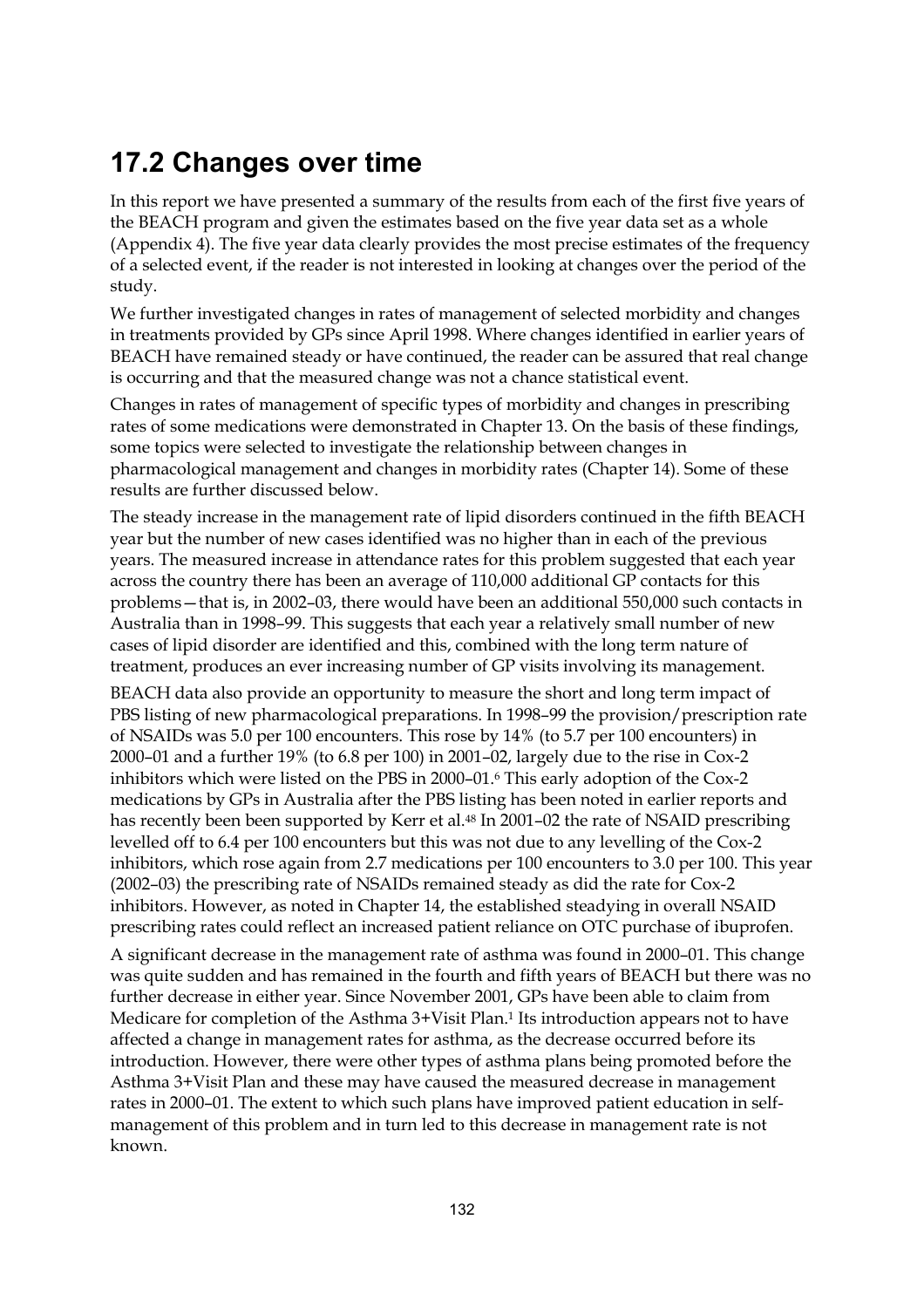## 17.2 Changes over time

In this report we have presented a summary of the results from each of the first five years of the BEACH program and given the estimates based on the five year data set as a whole (Appendix 4). The five year data clearly provides the most precise estimates of the frequency of a selected event, if the reader is not interested in looking at changes over the period of the study.

We further investigated changes in rates of management of selected morbidity and changes in treatments provided by GPs since April 1998. Where changes identified in earlier years of BEACH have remained steady or have continued, the reader can be assured that real change is occurring and that the measured change was not a chance statistical event.

Changes in rates of management of specific types of morbidity and changes in prescribing rates of some medications were demonstrated in Chapter 13. On the basis of these findings, some topics were selected to investigate the relationship between changes in pharmacological management and changes in morbidity rates (Chapter 14). Some of these results are further discussed below.

The steady increase in the management rate of lipid disorders continued in the fifth BEACH year but the number of new cases identified was no higher than in each of the previous years. The measured increase in attendance rates for this problem suggested that each year across the country there has been an average of 110,000 additional GP contacts for this problems—that is, in 2002–03, there would have been an additional 550,000 such contacts in Australia than in 1998–99. This suggests that each year a relatively small number of new cases of lipid disorder are identified and this, combined with the long term nature of treatment, produces an ever increasing number of GP visits involving its management.

BEACH data also provide an opportunity to measure the short and long term impact of PBS listing of new pharmacological preparations. In 1998–99 the provision/prescription rate of NSAIDs was 5.0 per 100 encounters. This rose by 14% (to 5.7 per 100 encounters) in 2000–01 and a further 19% (to 6.8 per 100) in 2001–02, largely due to the rise in Cox-2 inhibitors which were listed on the PBS in 2000–01.[6] This early adoption of the Cox-2 medications by GPs in Australia after the PBS listing has been noted in earlier reports and has recently been been supported by Kerr et al.[48] In 2001–02 the rate of NSAID prescribing levelled off to 6.4 per 100 encounters but this was not due to any levelling of the Cox-2 inhibitors, which rose again from 2.7 medications per 100 encounters to 3.0 per 100. This year (2002–03) the prescribing rate of NSAIDs remained steady as did the rate for Cox-2 inhibitors. However, as noted in Chapter 14, the established steadying in overall NSAID prescribing rates could reflect an increased patient reliance on OTC purchase of ibuprofen.

A significant decrease in the management rate of asthma was found in 2000–01. This change was quite sudden and has remained in the fourth and fifth years of BEACH but there was no further decrease in either year. Since November 2001, GPs have been able to claim from Medicare for completion of the Asthma 3+Visit Plan.[1] Its introduction appears not to have affected a change in management rates for asthma, as the decrease occurred before its introduction. However, there were other types of asthma plans being promoted before the Asthma 3+Visit Plan and these may have caused the measured decrease in management rates in 2000–01. The extent to which such plans have improved patient education in self-management of this problem and in turn led to this decrease in management rate is not known.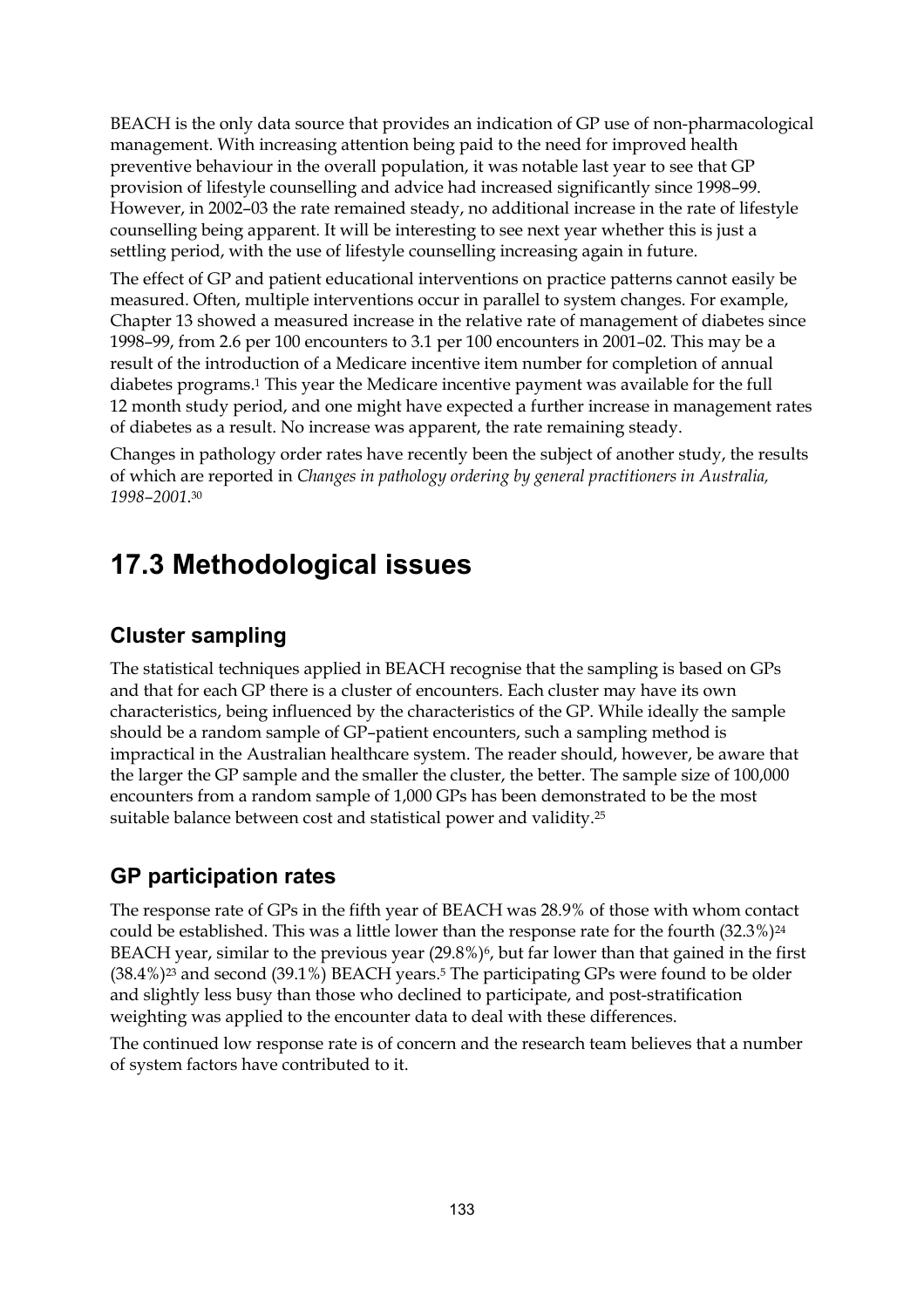BEACH is the only data source that provides an indication of GP use of non-pharmacological management. With increasing attention being paid to the need for improved health preventive behaviour in the overall population, it was notable last year to see that GP provision of lifestyle counselling and advice had increased significantly since 1998–99. However, in 2002–03 the rate remained steady, no additional increase in the rate of lifestyle counselling being apparent. It will be interesting to see next year whether this is just a settling period, with the use of lifestyle counselling increasing again in future.

The effect of GP and patient educational interventions on practice patterns cannot easily be measured. Often, multiple interventions occur in parallel to system changes. For example, Chapter 13 showed a measured increase in the relative rate of management of diabetes since 1998–99, from 2.6 per 100 encounters to 3.1 per 100 encounters in 2001–02. This may be a result of the introduction of a Medicare incentive item number for completion of annual diabetes programs.[1] This year the Medicare incentive payment was available for the full 12 month study period, and one might have expected a further increase in management rates of diabetes as a result. No increase was apparent, the rate remaining steady.

Changes in pathology order rates have recently been the subject of another study, the results of which are reported in *Changes in pathology ordering by general practitioners in Australia, 1998–2001*.[30]

## 17.3 Methodological issues

### Cluster sampling

The statistical techniques applied in BEACH recognise that the sampling is based on GPs and that for each GP there is a cluster of encounters. Each cluster may have its own characteristics, being influenced by the characteristics of the GP. While ideally the sample should be a random sample of GP–patient encounters, such a sampling method is impractical in the Australian healthcare system. The reader should, however, be aware that the larger the GP sample and the smaller the cluster, the better. The sample size of 100,000 encounters from a random sample of 1,000 GPs has been demonstrated to be the most suitable balance between cost and statistical power and validity.[25]

### GP participation rates

The response rate of GPs in the fifth year of BEACH was 28.9% of those with whom contact could be established. This was a little lower than the response rate for the fourth (32.3%)[24] BEACH year, similar to the previous year (29.8%)[6], but far lower than that gained in the first (38.4%)[23] and second (39.1%) BEACH years.[5] The participating GPs were found to be older and slightly less busy than those who declined to participate, and post-stratification weighting was applied to the encounter data to deal with these differences.

The continued low response rate is of concern and the research team believes that a number of system factors have contributed to it.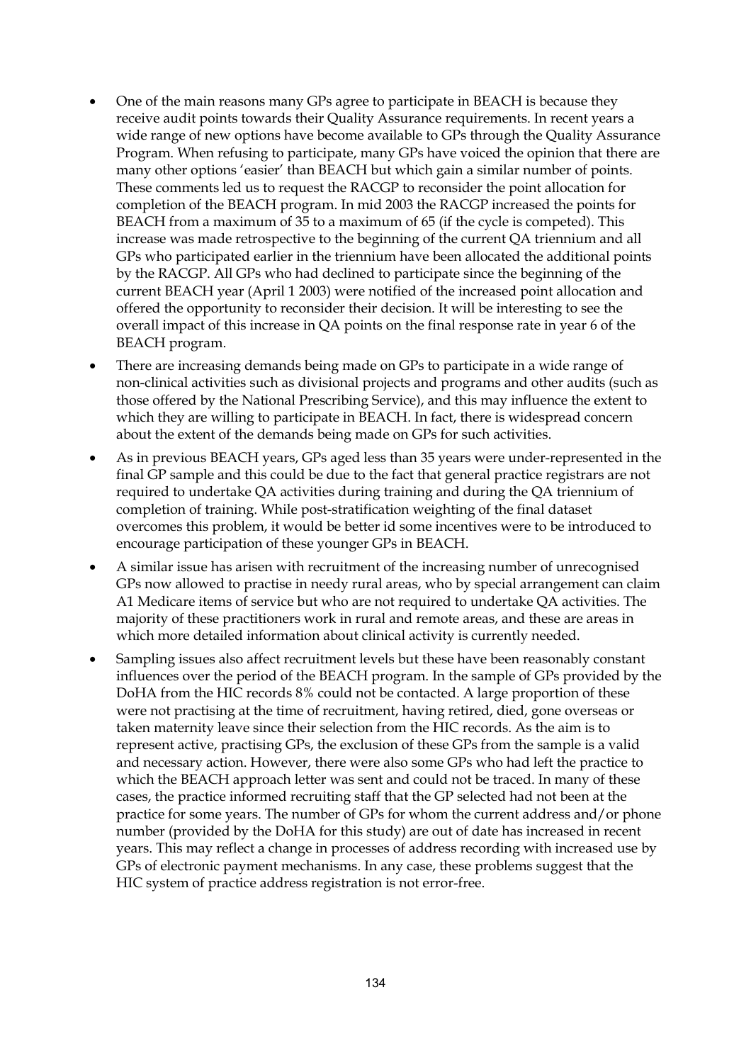- One of the main reasons many GPs agree to participate in BEACH is because they receive audit points towards their Quality Assurance requirements. In recent years a wide range of new options have become available to GPs through the Quality Assurance Program. When refusing to participate, many GPs have voiced the opinion that there are many other options 'easier' than BEACH but which gain a similar number of points. These comments led us to request the RACGP to reconsider the point allocation for completion of the BEACH program. In mid 2003 the RACGP increased the points for BEACH from a maximum of 35 to a maximum of 65 (if the cycle is competed). This increase was made retrospective to the beginning of the current QA triennium and all GPs who participated earlier in the triennium have been allocated the additional points by the RACGP. All GPs who had declined to participate since the beginning of the current BEACH year (April 1 2003) were notified of the increased point allocation and offered the opportunity to reconsider their decision. It will be interesting to see the overall impact of this increase in QA points on the final response rate in year 6 of the BEACH program.
- There are increasing demands being made on GPs to participate in a wide range of non-clinical activities such as divisional projects and programs and other audits (such as those offered by the National Prescribing Service), and this may influence the extent to which they are willing to participate in BEACH. In fact, there is widespread concern about the extent of the demands being made on GPs for such activities.
- As in previous BEACH years, GPs aged less than 35 years were under-represented in the final GP sample and this could be due to the fact that general practice registrars are not required to undertake QA activities during training and during the QA triennium of completion of training. While post-stratification weighting of the final dataset overcomes this problem, it would be better id some incentives were to be introduced to encourage participation of these younger GPs in BEACH.
- A similar issue has arisen with recruitment of the increasing number of unrecognised GPs now allowed to practise in needy rural areas, who by special arrangement can claim A1 Medicare items of service but who are not required to undertake QA activities. The majority of these practitioners work in rural and remote areas, and these are areas in which more detailed information about clinical activity is currently needed.
- Sampling issues also affect recruitment levels but these have been reasonably constant influences over the period of the BEACH program. In the sample of GPs provided by the DoHA from the HIC records 8% could not be contacted. A large proportion of these were not practising at the time of recruitment, having retired, died, gone overseas or taken maternity leave since their selection from the HIC records. As the aim is to represent active, practising GPs, the exclusion of these GPs from the sample is a valid and necessary action. However, there were also some GPs who had left the practice to which the BEACH approach letter was sent and could not be traced. In many of these cases, the practice informed recruiting staff that the GP selected had not been at the practice for some years. The number of GPs for whom the current address and/or phone number (provided by the DoHA for this study) are out of date has increased in recent years. This may reflect a change in processes of address recording with increased use by GPs of electronic payment mechanisms. In any case, these problems suggest that the HIC system of practice address registration is not error-free.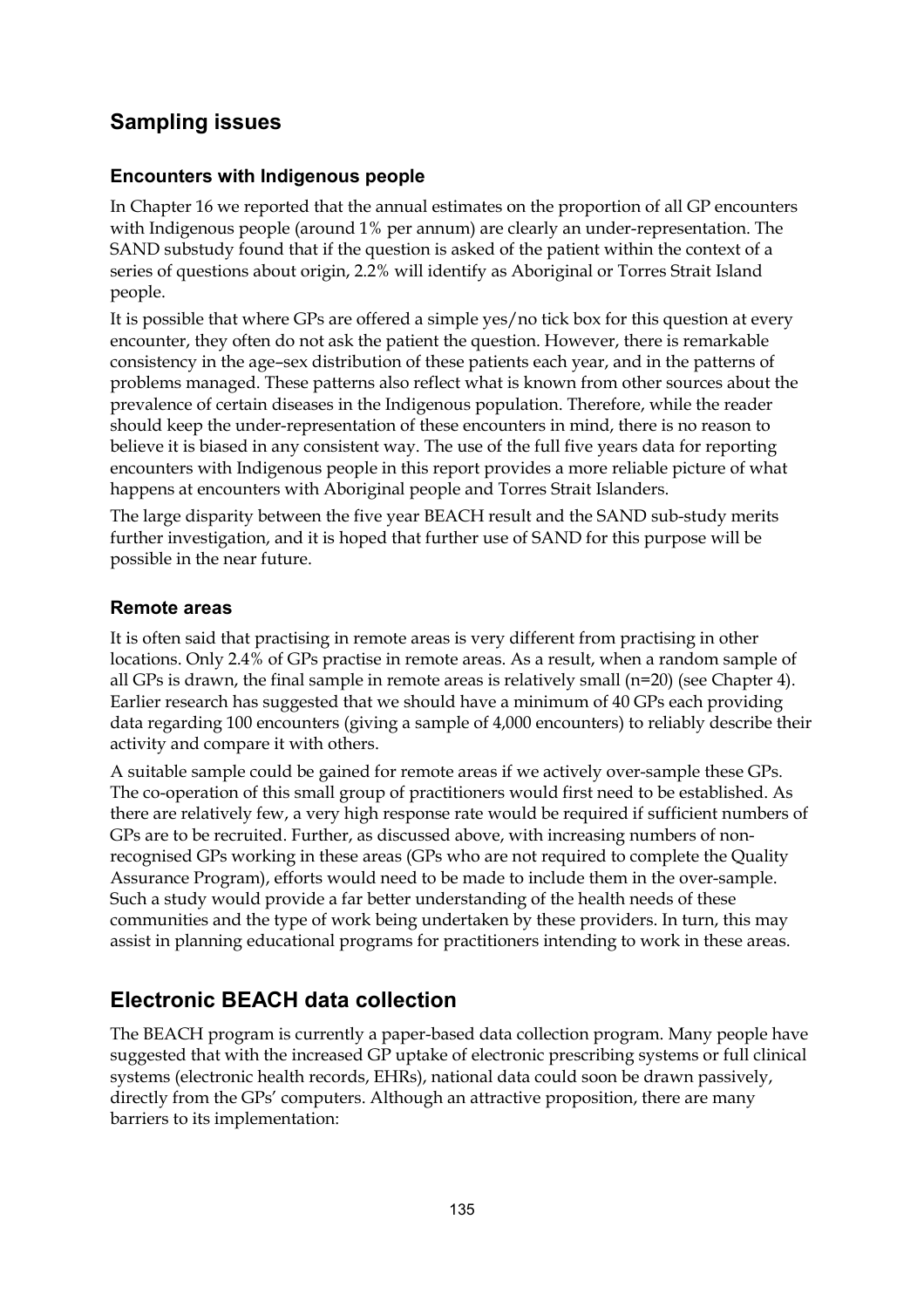## Sampling issues

### Encounters with Indigenous people

In Chapter 16 we reported that the annual estimates on the proportion of all GP encounters with Indigenous people (around 1% per annum) are clearly an under-representation. The SAND substudy found that if the question is asked of the patient within the context of a series of questions about origin, 2.2% will identify as Aboriginal or Torres Strait Island people.

It is possible that where GPs are offered a simple yes/no tick box for this question at every encounter, they often do not ask the patient the question. However, there is remarkable consistency in the age–sex distribution of these patients each year, and in the patterns of problems managed. These patterns also reflect what is known from other sources about the prevalence of certain diseases in the Indigenous population. Therefore, while the reader should keep the under-representation of these encounters in mind, there is no reason to believe it is biased in any consistent way. The use of the full five years data for reporting encounters with Indigenous people in this report provides a more reliable picture of what happens at encounters with Aboriginal people and Torres Strait Islanders.

The large disparity between the five year BEACH result and the SAND sub-study merits further investigation, and it is hoped that further use of SAND for this purpose will be possible in the near future.

### Remote areas

It is often said that practising in remote areas is very different from practising in other locations. Only 2.4% of GPs practise in remote areas. As a result, when a random sample of all GPs is drawn, the final sample in remote areas is relatively small (n=20) (see Chapter 4). Earlier research has suggested that we should have a minimum of 40 GPs each providing data regarding 100 encounters (giving a sample of 4,000 encounters) to reliably describe their activity and compare it with others.

A suitable sample could be gained for remote areas if we actively over-sample these GPs. The co-operation of this small group of practitioners would first need to be established. As there are relatively few, a very high response rate would be required if sufficient numbers of GPs are to be recruited. Further, as discussed above, with increasing numbers of non-recognised GPs working in these areas (GPs who are not required to complete the Quality Assurance Program), efforts would need to be made to include them in the over-sample. Such a study would provide a far better understanding of the health needs of these communities and the type of work being undertaken by these providers. In turn, this may assist in planning educational programs for practitioners intending to work in these areas.

## Electronic BEACH data collection

The BEACH program is currently a paper-based data collection program. Many people have suggested that with the increased GP uptake of electronic prescribing systems or full clinical systems (electronic health records, EHRs), national data could soon be drawn passively, directly from the GPs' computers. Although an attractive proposition, there are many barriers to its implementation: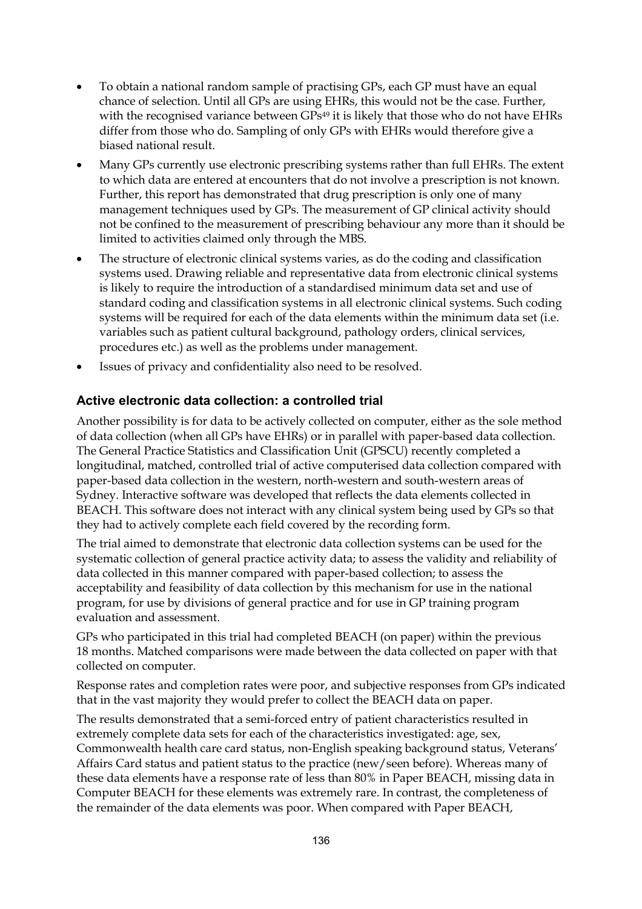- To obtain a national random sample of practising GPs, each GP must have an equal chance of selection. Until all GPs are using EHRs, this would not be the case. Further, with the recognised variance between GPs[49] it is likely that those who do not have EHRs differ from those who do. Sampling of only GPs with EHRs would therefore give a biased national result.
- Many GPs currently use electronic prescribing systems rather than full EHRs. The extent to which data are entered at encounters that do not involve a prescription is not known. Further, this report has demonstrated that drug prescription is only one of many management techniques used by GPs. The measurement of GP clinical activity should not be confined to the measurement of prescribing behaviour any more than it should be limited to activities claimed only through the MBS.
- The structure of electronic clinical systems varies, as do the coding and classification systems used. Drawing reliable and representative data from electronic clinical systems is likely to require the introduction of a standardised minimum data set and use of standard coding and classification systems in all electronic clinical systems. Such coding systems will be required for each of the data elements within the minimum data set (i.e. variables such as patient cultural background, pathology orders, clinical services, procedures etc.) as well as the problems under management.
- Issues of privacy and confidentiality also need to be resolved.

### Active electronic data collection: a controlled trial

Another possibility is for data to be actively collected on computer, either as the sole method of data collection (when all GPs have EHRs) or in parallel with paper-based data collection. The General Practice Statistics and Classification Unit (GPSCU) recently completed a longitudinal, matched, controlled trial of active computerised data collection compared with paper-based data collection in the western, north-western and south-western areas of Sydney. Interactive software was developed that reflects the data elements collected in BEACH. This software does not interact with any clinical system being used by GPs so that they had to actively complete each field covered by the recording form.

The trial aimed to demonstrate that electronic data collection systems can be used for the systematic collection of general practice activity data; to assess the validity and reliability of data collected in this manner compared with paper-based collection; to assess the acceptability and feasibility of data collection by this mechanism for use in the national program, for use by divisions of general practice and for use in GP training program evaluation and assessment.

GPs who participated in this trial had completed BEACH (on paper) within the previous 18 months. Matched comparisons were made between the data collected on paper with that collected on computer.

Response rates and completion rates were poor, and subjective responses from GPs indicated that in the vast majority they would prefer to collect the BEACH data on paper.

The results demonstrated that a semi-forced entry of patient characteristics resulted in extremely complete data sets for each of the characteristics investigated: age, sex, Commonwealth health care card status, non-English speaking background status, Veterans' Affairs Card status and patient status to the practice (new/seen before). Whereas many of these data elements have a response rate of less than 80% in Paper BEACH, missing data in Computer BEACH for these elements was extremely rare. In contrast, the completeness of the remainder of the data elements was poor. When compared with Paper BEACH,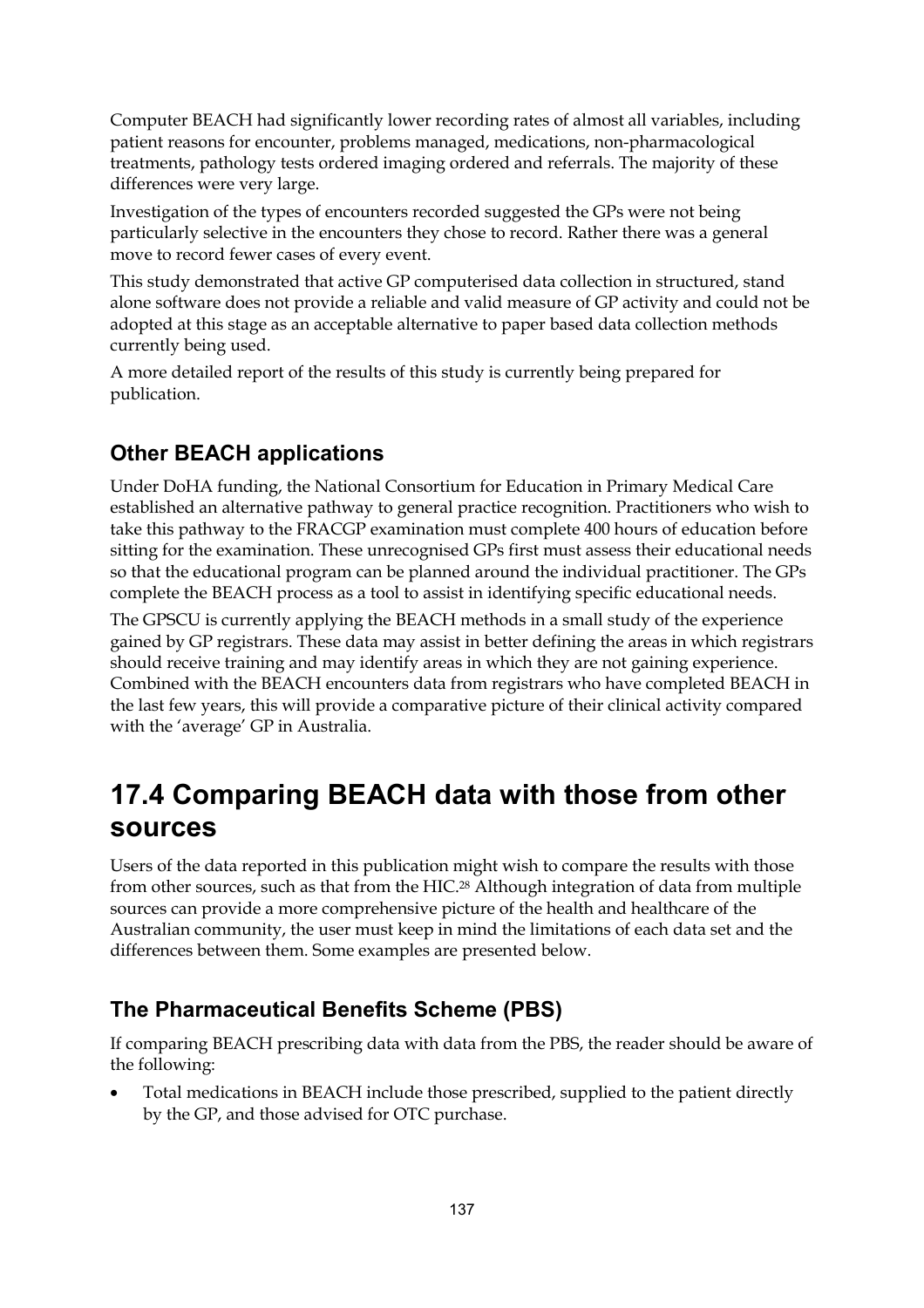Computer BEACH had significantly lower recording rates of almost all variables, including patient reasons for encounter, problems managed, medications, non-pharmacological treatments, pathology tests ordered imaging ordered and referrals. The majority of these differences were very large.

Investigation of the types of encounters recorded suggested the GPs were not being particularly selective in the encounters they chose to record. Rather there was a general move to record fewer cases of every event.

This study demonstrated that active GP computerised data collection in structured, stand alone software does not provide a reliable and valid measure of GP activity and could not be adopted at this stage as an acceptable alternative to paper based data collection methods currently being used.

A more detailed report of the results of this study is currently being prepared for publication.

### Other BEACH applications

Under DoHA funding, the National Consortium for Education in Primary Medical Care established an alternative pathway to general practice recognition. Practitioners who wish to take this pathway to the FRACGP examination must complete 400 hours of education before sitting for the examination. These unrecognised GPs first must assess their educational needs so that the educational program can be planned around the individual practitioner. The GPs complete the BEACH process as a tool to assist in identifying specific educational needs.

The GPSCU is currently applying the BEACH methods in a small study of the experience gained by GP registrars. These data may assist in better defining the areas in which registrars should receive training and may identify areas in which they are not gaining experience. Combined with the BEACH encounters data from registrars who have completed BEACH in the last few years, this will provide a comparative picture of their clinical activity compared with the 'average' GP in Australia.

## 17.4 Comparing BEACH data with those from other sources

Users of the data reported in this publication might wish to compare the results with those from other sources, such as that from the HIC.[28] Although integration of data from multiple sources can provide a more comprehensive picture of the health and healthcare of the Australian community, the user must keep in mind the limitations of each data set and the differences between them. Some examples are presented below.

### The Pharmaceutical Benefits Scheme (PBS)

If comparing BEACH prescribing data with data from the PBS, the reader should be aware of the following:

- Total medications in BEACH include those prescribed, supplied to the patient directly by the GP, and those advised for OTC purchase.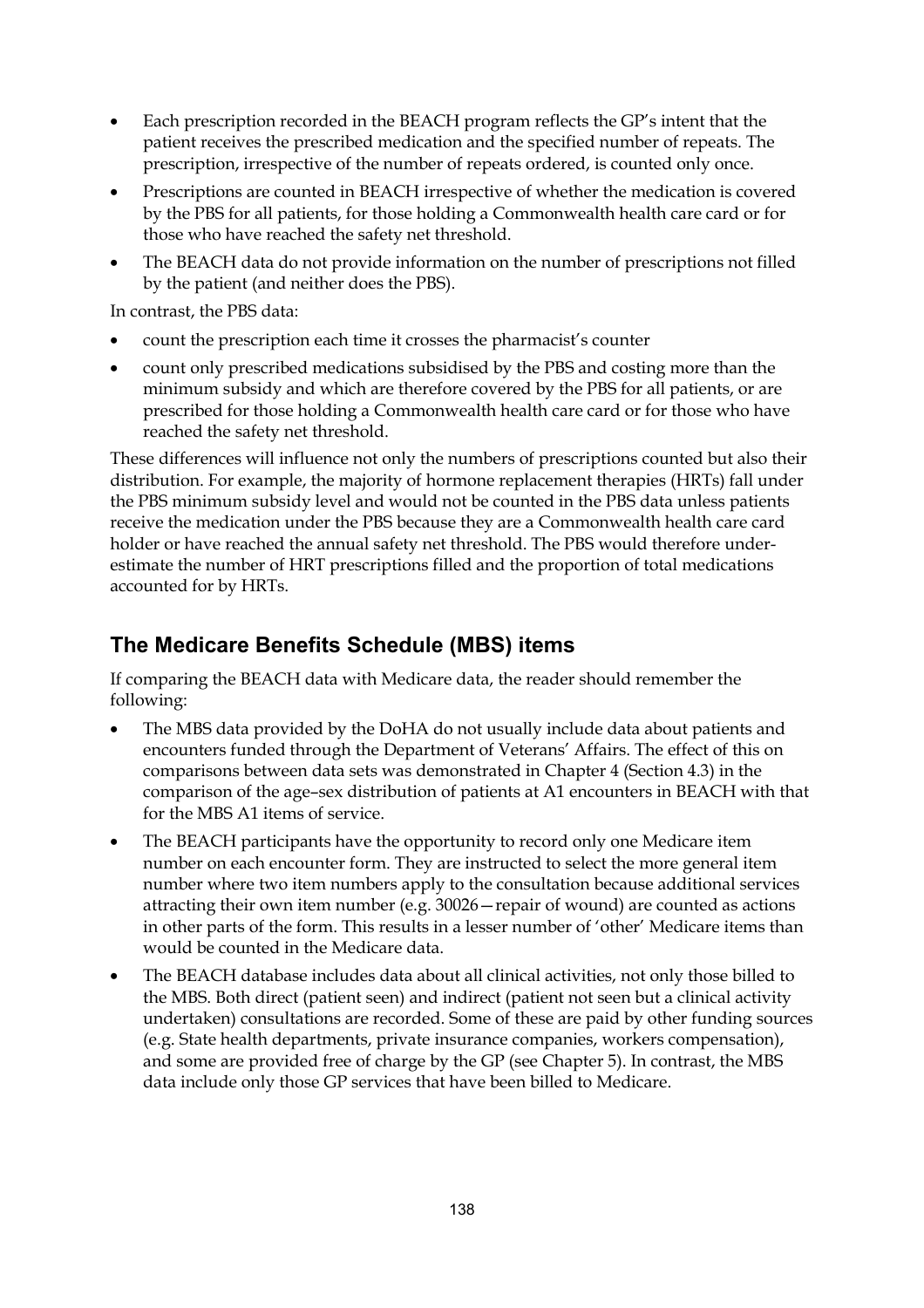- Each prescription recorded in the BEACH program reflects the GP's intent that the patient receives the prescribed medication and the specified number of repeats. The prescription, irrespective of the number of repeats ordered, is counted only once.
- Prescriptions are counted in BEACH irrespective of whether the medication is covered by the PBS for all patients, for those holding a Commonwealth health care card or for those who have reached the safety net threshold.
- The BEACH data do not provide information on the number of prescriptions not filled by the patient (and neither does the PBS).

In contrast, the PBS data:

- count the prescription each time it crosses the pharmacist's counter
- count only prescribed medications subsidised by the PBS and costing more than the minimum subsidy and which are therefore covered by the PBS for all patients, or are prescribed for those holding a Commonwealth health care card or for those who have reached the safety net threshold.

These differences will influence not only the numbers of prescriptions counted but also their distribution. For example, the majority of hormone replacement therapies (HRTs) fall under the PBS minimum subsidy level and would not be counted in the PBS data unless patients receive the medication under the PBS because they are a Commonwealth health care card holder or have reached the annual safety net threshold. The PBS would therefore under-estimate the number of HRT prescriptions filled and the proportion of total medications accounted for by HRTs.

## The Medicare Benefits Schedule (MBS) items

If comparing the BEACH data with Medicare data, the reader should remember the following:

- The MBS data provided by the DoHA do not usually include data about patients and encounters funded through the Department of Veterans' Affairs. The effect of this on comparisons between data sets was demonstrated in Chapter 4 (Section 4.3) in the comparison of the age–sex distribution of patients at A1 encounters in BEACH with that for the MBS A1 items of service.
- The BEACH participants have the opportunity to record only one Medicare item number on each encounter form. They are instructed to select the more general item number where two item numbers apply to the consultation because additional services attracting their own item number (e.g. 30026—repair of wound) are counted as actions in other parts of the form. This results in a lesser number of 'other' Medicare items than would be counted in the Medicare data.
- The BEACH database includes data about all clinical activities, not only those billed to the MBS. Both direct (patient seen) and indirect (patient not seen but a clinical activity undertaken) consultations are recorded. Some of these are paid by other funding sources (e.g. State health departments, private insurance companies, workers compensation), and some are provided free of charge by the GP (see Chapter 5). In contrast, the MBS data include only those GP services that have been billed to Medicare.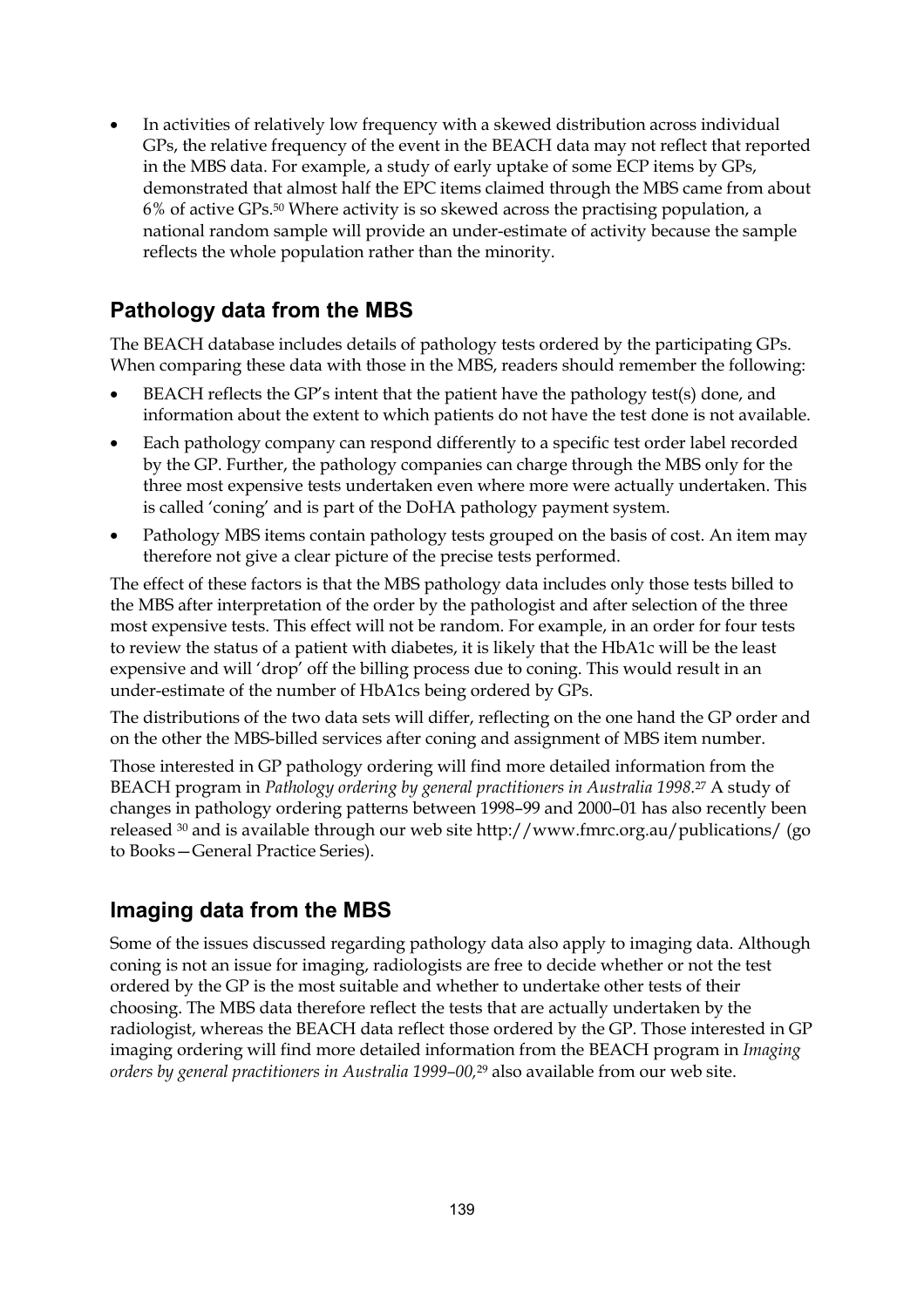- In activities of relatively low frequency with a skewed distribution across individual GPs, the relative frequency of the event in the BEACH data may not reflect that reported in the MBS data. For example, a study of early uptake of some ECP items by GPs, demonstrated that almost half the EPC items claimed through the MBS came from about 6% of active GPs.[50] Where activity is so skewed across the practising population, a national random sample will provide an under-estimate of activity because the sample reflects the whole population rather than the minority.

## Pathology data from the MBS

The BEACH database includes details of pathology tests ordered by the participating GPs. When comparing these data with those in the MBS, readers should remember the following:

- BEACH reflects the GP's intent that the patient have the pathology test(s) done, and information about the extent to which patients do not have the test done is not available.
- Each pathology company can respond differently to a specific test order label recorded by the GP. Further, the pathology companies can charge through the MBS only for the three most expensive tests undertaken even where more were actually undertaken. This is called 'coning' and is part of the DoHA pathology payment system.
- Pathology MBS items contain pathology tests grouped on the basis of cost. An item may therefore not give a clear picture of the precise tests performed.

The effect of these factors is that the MBS pathology data includes only those tests billed to the MBS after interpretation of the order by the pathologist and after selection of the three most expensive tests. This effect will not be random. For example, in an order for four tests to review the status of a patient with diabetes, it is likely that the HbA1c will be the least expensive and will 'drop' off the billing process due to coning. This would result in an under-estimate of the number of HbA1cs being ordered by GPs.

The distributions of the two data sets will differ, reflecting on the one hand the GP order and on the other the MBS-billed services after coning and assignment of MBS item number.

Those interested in GP pathology ordering will find more detailed information from the BEACH program in *Pathology ordering by general practitioners in Australia 1998*.[27] A study of changes in pathology ordering patterns between 1998–99 and 2000–01 has also recently been released [30] and is available through our web site http://www.fmrc.org.au/publications/ (go to Books—General Practice Series).

## Imaging data from the MBS

Some of the issues discussed regarding pathology data also apply to imaging data. Although coning is not an issue for imaging, radiologists are free to decide whether or not the test ordered by the GP is the most suitable and whether to undertake other tests of their choosing. The MBS data therefore reflect the tests that are actually undertaken by the radiologist, whereas the BEACH data reflect those ordered by the GP. Those interested in GP imaging ordering will find more detailed information from the BEACH program in *Imaging orders by general practitioners in Australia 1999–00*,[29] also available from our web site.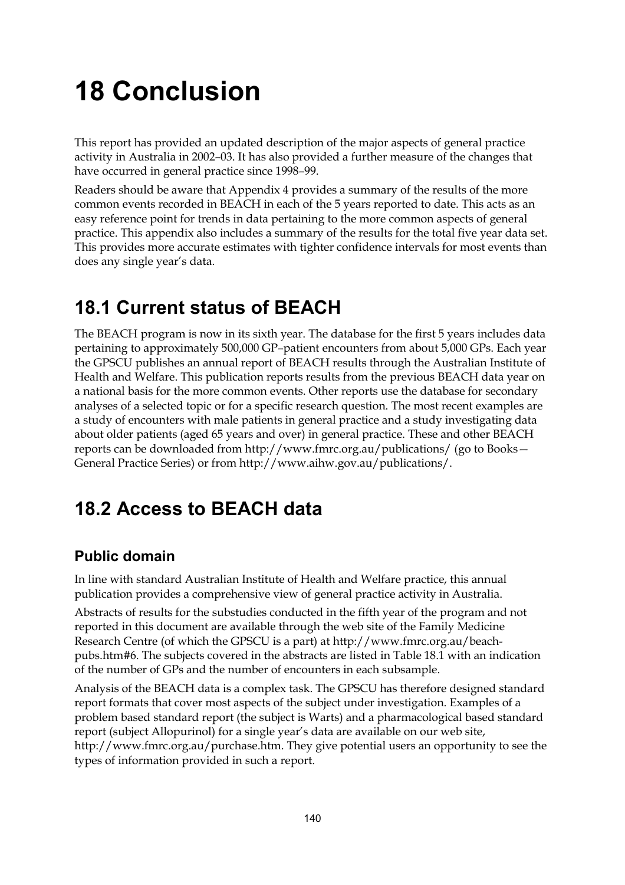# 18 Conclusion

This report has provided an updated description of the major aspects of general practice activity in Australia in 2002–03. It has also provided a further measure of the changes that have occurred in general practice since 1998–99.

Readers should be aware that Appendix 4 provides a summary of the results of the more common events recorded in BEACH in each of the 5 years reported to date. This acts as an easy reference point for trends in data pertaining to the more common aspects of general practice. This appendix also includes a summary of the results for the total five year data set. This provides more accurate estimates with tighter confidence intervals for most events than does any single year's data.

## 18.1 Current status of BEACH

The BEACH program is now in its sixth year. The database for the first 5 years includes data pertaining to approximately 500,000 GP–patient encounters from about 5,000 GPs. Each year the GPSCU publishes an annual report of BEACH results through the Australian Institute of Health and Welfare. This publication reports results from the previous BEACH data year on a national basis for the more common events. Other reports use the database for secondary analyses of a selected topic or for a specific research question. The most recent examples are a study of encounters with male patients in general practice and a study investigating data about older patients (aged 65 years and over) in general practice. These and other BEACH reports can be downloaded from http://www.fmrc.org.au/publications/ (go to Books—General Practice Series) or from http://www.aihw.gov.au/publications/.

## 18.2 Access to BEACH data

### Public domain

In line with standard Australian Institute of Health and Welfare practice, this annual publication provides a comprehensive view of general practice activity in Australia.

Abstracts of results for the substudies conducted in the fifth year of the program and not reported in this document are available through the web site of the Family Medicine Research Centre (of which the GPSCU is a part) at http://www.fmrc.org.au/beach-pubs.htm#6. The subjects covered in the abstracts are listed in Table 18.1 with an indication of the number of GPs and the number of encounters in each subsample.

Analysis of the BEACH data is a complex task. The GPSCU has therefore designed standard report formats that cover most aspects of the subject under investigation. Examples of a problem based standard report (the subject is Warts) and a pharmacological based standard report (subject Allopurinol) for a single year's data are available on our web site, http://www.fmrc.org.au/purchase.htm. They give potential users an opportunity to see the types of information provided in such a report.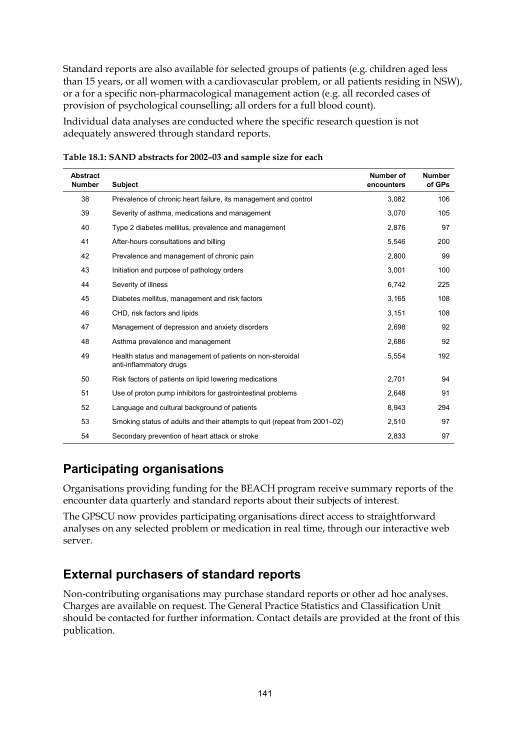Standard reports are also available for selected groups of patients (e.g. children aged less than 15 years, or all women with a cardiovascular problem, or all patients residing in NSW), or a for a specific non-pharmacological management action (e.g. all recorded cases of provision of psychological counselling; all orders for a full blood count).

Individual data analyses are conducted where the specific research question is not adequately answered through standard reports.

**Table 18.1: SAND abstracts for 2002–03 and sample size for each**

| Abstract Number | Subject | Number of encounters | Number of GPs |
|---|---|---|---|
| 38 | Prevalence of chronic heart failure, its management and control | 3,082 | 106 |
| 39 | Severity of asthma, medications and management | 3,070 | 105 |
| 40 | Type 2 diabetes mellitus, prevalence and management | 2,876 | 97 |
| 41 | After-hours consultations and billing | 5,546 | 200 |
| 42 | Prevalence and management of chronic pain | 2,800 | 99 |
| 43 | Initiation and purpose of pathology orders | 3,001 | 100 |
| 44 | Severity of illness | 6,742 | 225 |
| 45 | Diabetes mellitus, management and risk factors | 3,165 | 108 |
| 46 | CHD, risk factors and lipids | 3,151 | 108 |
| 47 | Management of depression and anxiety disorders | 2,698 | 92 |
| 48 | Asthma prevalence and management | 2,686 | 92 |
| 49 | Health status and management of patients on non-steroidal anti-inflammatory drugs | 5,554 | 192 |
| 50 | Risk factors of patients on lipid lowering medications | 2,701 | 94 |
| 51 | Use of proton pump inhibitors for gastrointestinal problems | 2,648 | 91 |
| 52 | Language and cultural background of patients | 8,943 | 294 |
| 53 | Smoking status of adults and their attempts to quit (repeat from 2001–02) | 2,510 | 97 |
| 54 | Secondary prevention of heart attack or stroke | 2,833 | 97 |

## Participating organisations

Organisations providing funding for the BEACH program receive summary reports of the encounter data quarterly and standard reports about their subjects of interest.

The GPSCU now provides participating organisations direct access to straightforward analyses on any selected problem or medication in real time, through our interactive web server.

## External purchasers of standard reports

Non-contributing organisations may purchase standard reports or other ad hoc analyses. Charges are available on request. The General Practice Statistics and Classification Unit should be contacted for further information. Contact details are provided at the front of this publication.